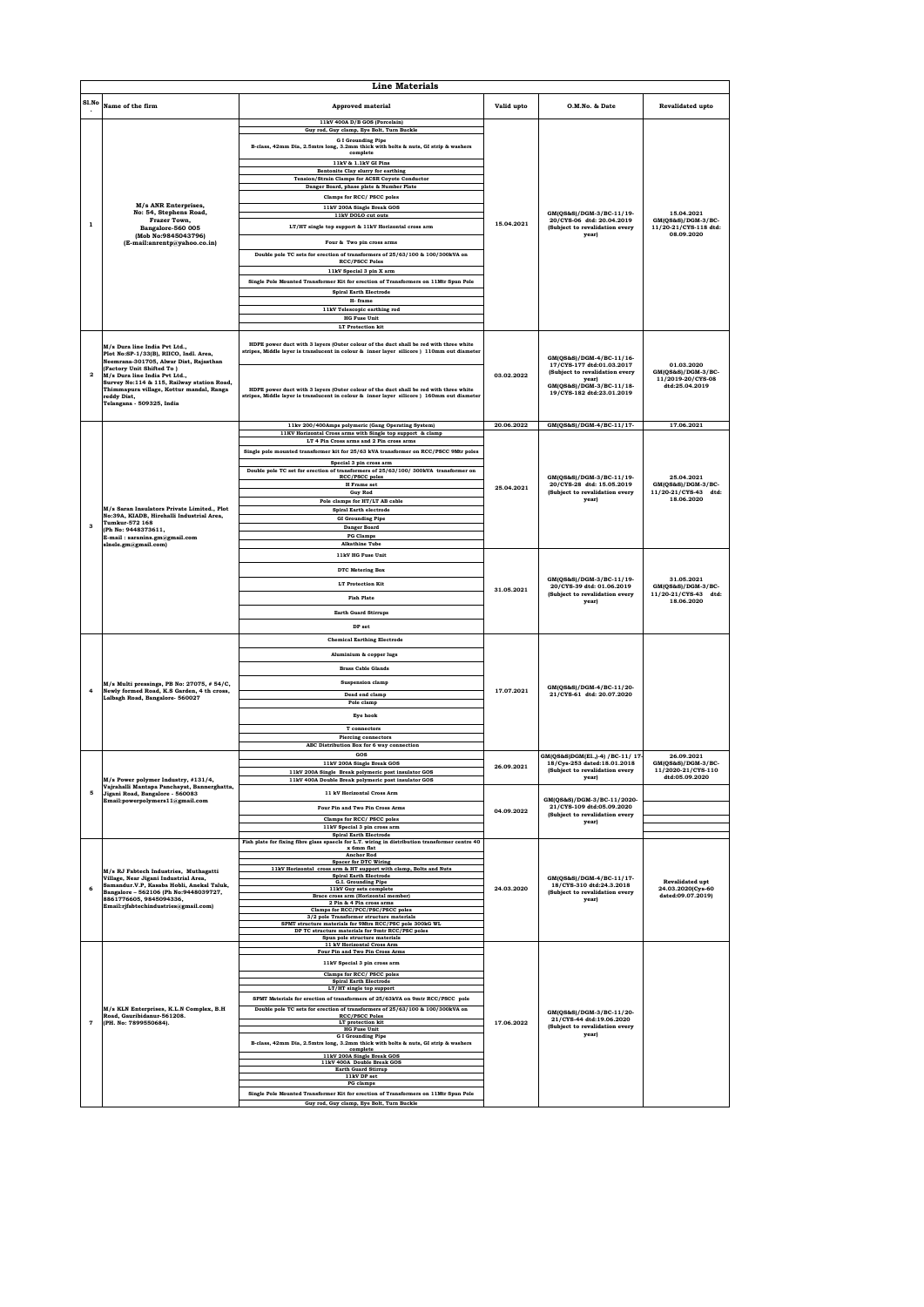## Line Materials

| Sl.No. | Name of the firm | Approved material | Valid upto | O.M.No. & Date | Revalidated upto |
|---|---|---|---|---|---|
| 1 | M/s ANR Enterprises, No: 54, Stephens Road, Frazer Town, Bangalore-560 005 (Mob No:9845043796) (E-mail:anrentp@yahoo.co.in) | 11kV 400A D/B GOS (Porcelain)<br>Guy rod, Guy clamp, Eye Bolt, Turn Buckle<br>G I Grounding Pipe B-class, 42mm Dia, 2.5mtrs long, 3.2mm thick with bolts & nuts, GI strip & washers complete<br>11kV & 1.1kV GI Pins<br>Bentonite Clay slurry for earthing<br>Tension/Strain Clamps for ACSR Coyote Conductor<br>Danger Board, phase plate & Number Plate<br>Clamps for RCC/ PSCC poles<br>11kV 200A Single Break GOS<br>11kV DOLO cut outs<br>LT/HT single top support & 11kV Horizontal cross arm<br>Four & Two pin cross arms<br>Double pole TC sets for erection of transformers of 25/63/100 & 100/300kVA on RCC/PSCC Poles<br>11kV Special 3 pin X arm<br>Single Pole Mounted Transformer Kit for erection of Transformers on 11Mtr Spun Pole<br>Spiral Earth Electrode<br>H- frame<br>11kV Telescopic earthing rod<br>HG Fuse Unit<br>LT Protection kit | 15.04.2021 | GM(QS&S)/DGM-3/BC-11/19-20/CYS-06 dtd: 20.04.2019 (Subject to revalidation every year) | 15.04.2021 GM(QS&S)/DGM-3/BC-11/20-21/CYS-118 dtd: 08.09.2020 |
| 2 | M/s Dura line India Pvt Ltd., Plot No:SP-1/33(B), RIICO, Indl. Area, Neemrana-301705, Alwar Dist, Rajasthan (Factory Unit Shifted To ) M/s Dura line India Pvt Ltd., Survey No:114 & 115, Railway station Road, Thimmapura village, Kottur mandal, Ranga reddy Dist, Telangana - 509325, India | HDPE power duct with 3 layers (Outer colour of the duct shall be red with three white stripes, Middle layer is translucent in colour & inner layer silicore ) 110mm out diameter<br>HDPE power duct with 3 layers (Outer colour of the duct shall be red with three white stripes, Middle layer is translucent in colour & inner layer silicore ) 160mm out diameter | 03.02.2022 | GM(QS&S)/DGM-4/BC-11/16-17/CYS-177 dtd:01.03.2017 (Subject to revalidation every year) GM(QS&S)/DGM-3/BC-11/18-19/CYS-182 dtd:23.01.2019 | 01.03.2020 GM(QS&S)/DGM-3/BC-11/2019-20/CYS-08 dtd:25.04.2019 |
| 3 | M/s Saran Insulators Private Limited., Plot No:39A, KIADB, Hirehalli Industrial Area, Tumkur-572 168 (Ph No: 9448373611, E-mail : saranins.gm@gmail.com slnele.gm@gmail.com) | 11kv 200/400Amps polymeric (Gang Operating System) | 20.06.2022 | GM(QS&S)/DGM-4/BC-11/17- | 17.06.2021 |
| | | 11KV Horizontal Cross arms with Single top support & clamp<br>LT 4 Pin Cross arms and 2 Pin cross arms<br>Single pole mounted transformer kit for 25/63 kVA transformer on RCC/PSCC 9Mtr poles<br>Special 3 pin cross arm<br>Double pole TC set for erection of transformers of 25/63/100/ 300kVA transformer on RCC/PSCC poles<br>H Frame set<br>Guy Rod<br>Pole clamps for HT/LT AB cable<br>Spiral Earth electrode<br>GI Grounding Pipe<br>Danger Board<br>PG Clamps<br>Alkathine Tube | 25.04.2021 | GM(QS&S)/DGM-3/BC-11/19-20/CYS-28 dtd: 15.05.2019 (Subject to revalidation every year) | 25.04.2021 GM(QS&S)/DGM-3/BC-11/20-21/CYS-43 dtd: 18.06.2020 |
| | | 11kV HG Fuse Unit<br>DTC Metering Box<br>LT Protection Kit<br>Fish Plate<br>Earth Guard Stirrups<br>DP set | 31.05.2021 | GM(QS&S)/DGM-3/BC-11/19-20/CYS-39 dtd: 01.06.2019 (Subject to revalidation every year) | 31.05.2021 GM(QS&S)/DGM-3/BC-11/20-21/CYS-43 dtd: 18.06.2020 |
| 4 | M/s Multi pressings, PB No: 27075, # 54/C, Newly formed Road, K.S Garden, 4 th cross, Lalbagh Road, Bangalore- 560027 | Chemical Earthing Electrode<br>Aluminium & copper lugs<br>Brass Cable Glands<br>Suspension clamp<br>Dead end clamp<br>Pole clamp<br>Eye hook<br>T connectors<br>Piercing connectors<br>ABC Distribution Box for 6 way connection | 17.07.2021 | GM(QS&S)/DGM-4/BC-11/20-21/CYS-61 dtd: 20.07.2020 | |
| 5 | M/s Power polymer Industry, #131/4, Vajrahalli Mantapa Panchayat, Bannerghatta, Jigani Road, Bangalore - 560083 Email:powerpolymers11@gmail.com | GOS<br>11kV 200A Single Break GOS<br>11kV 200A Single Break polymeric post insulator GOS<br>11kV 400A Double Break polymeric post insulator GOS | 26.09.2021 | GM(QS&S)DGM(El.,)-4) /BC-11/ 17-18/Cys-253 dated:18.01.2018 (Subject to revalidation every year) | 26.09.2021 GM(QS&S)/DGM-3/BC-11/2020-21/CYS-110 dtd:05.09.2020 |
| | | 11 kV Horizontal Cross Arm<br>Four Pin and Two Pin Cross Arms<br>Clamps for RCC/ PSCC poles<br>11kV Special 3 pin cross arm<br>Spiral Earth Electrode | 04.09.2022 | GM(QS&S)/DGM-3/BC-11/2020-21/CYS-109 dtd:05.09.2020 (Subject to revalidation every year) | |
| 6 | M/s RJ Fabtech Industries, Muthagatti Village, Near Jigani Industrial Area, Samandur.V.P, Kasaba Hobli, Anekal Taluk, Bangalore – 562106 (Ph No:9448039727, 8861776605, 9845094336, Email:rjfabtechindustries@gmail.com) | Fish plate for fixing fibre glass spacer for L.T. wiring in distribution transformer centre 40 x 6mm flat<br>Anchor Rod<br>Spacer for DTC Wiring<br>11kV Horizontal cross arm & HT support with clamp, Bolts and Nuts<br>Spiral Earth Electrode<br>G.I. Grounding Pipe<br>11kV Guy sets complete<br>Brace cross arm (Horizontal member)<br>2 Pin & 4 Pin cross arms<br>Clamps for RCC/PCC/PSC/PSCC poles<br>3/2 pole Transformer structure materials<br>SPMT structure materials for 9Mtrs RCC/PSC pole 300kG WL<br>DP TC structure materials for 9mtr RCC/PSC poles<br>Spun pole structure materials | 24.03.2020 | GM(QS&S)/DGM-4/BC-11/17-18/CYS-310 dtd:24.3.2018 (Subject to revalidation every year) | Revalidated upt 24.03.2020(Cys-60 dated:09.07.2019) |
| 7 | M/s KLN Enterprises, K.L.N Complex, B.H Road, Gauribidanur-561208. (PH. No: 7899550684). | 11 kV Horizontal Cross Arm<br>Four Pin and Two Pin Cross Arms<br>11kV Special 3 pin cross arm<br>Clamps for RCC/ PSCC poles<br>Spiral Earth Electrode<br>LT/HT single top support<br>SPMT Materials for erection of transformers of 25/63kVA on 9mtr RCC/PSCC pole<br>Double pole TC sets for erection of transformers of 25/63/100 & 100/300kVA on RCC/PSCC Poles<br>LT protection kit<br>HG Fuse Unit<br>G I Grounding Pipe B-class, 42mm Dia, 2.5mtrs long, 3.2mm thick with bolts & nuts, GI strip & washers complete<br>11kV 200A Single Break GOS<br>11kV 400A Double Break GOS<br>Earth Guard Stirrup<br>11kV DP set<br>PG clamps<br>Single Pole Mounted Transformer Kit for erection of Transformers on 11Mtr Spun Pole<br>Guy rod, Guy clamp, Eye Bolt, Turn Buckle | 17.06.2022 | GM(QS&S)/DGM-3/BC-11/20-21/CYS-44 dtd:19.06.2020 (Subject to revalidation every year) | |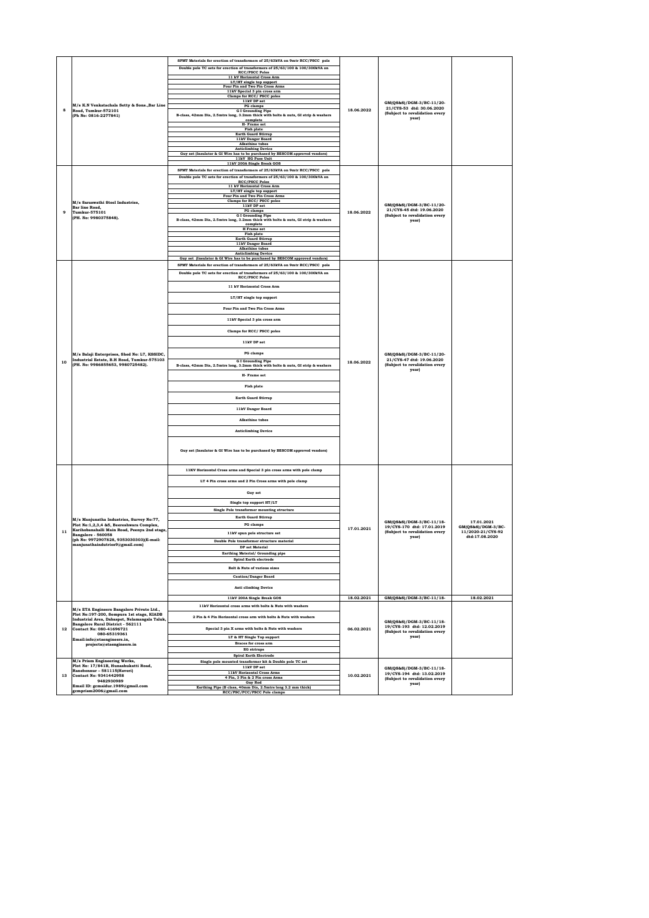| 8 | M/s K.N Venkatachala Setty & Sons.,Bar Line Road, Tumkur-572101 (Ph No: 0816-2277841) | SPMT Materials for erection of transformers of 25/63kVA on 9mtr RCC/PSCC pole<br>Double pole TC sets for erection of transformers of 25/63/100 & 100/300kVA on RCC/PSCC Poles<br>11 kV Horizontal Cross Arm<br>LT/HT single top support<br>Four Pin and Two Pin Cross Arms<br>11kV Special 3 pin cross arm<br>Clamps for RCC/ PSCC poles<br>11kV DP set<br>PG clamps<br>G I Grounding Pipe<br>B-class, 42mm Dia, 2.5mtrs long, 3.2mm thick with bolts & nuts, GI strip & washers complete<br>H- Frame set<br>Fish plate<br>Earth Guard Stirrup<br>11kV Danger Board<br>Alkathine tubes<br>Anticlimbing Device<br>Guy set (Insulator & GI Wire has to be purchased by BESCOM approved vendors)<br>11kV HG Fuse Unit<br>11kV 200A Single Break GOS | 18.06.2022 | GM(QS&S)/DGM-3/BC-11/20-21/CYS-53 dtd: 30.06.2020 (Subject to revalidation every year) | |
|---|---|---|---|---|---|
| 9 | M/s Saraswathi Steel Industries, Bar line Road, Tumkur-575101 (PH. No: 9980375848). | SPMT Materials for erection of transformers of 25/63kVA on 9mtr RCC/PSCC pole<br>Double pole TC sets for erection of transformers of 25/63/100 & 100/300kVA on RCC/PSCC Poles<br>11 kV Horizontal Cross Arm<br>LT/HT single top support<br>Four Pin and Two Pin Cross Arms<br>Clamps for RCC/ PSCC poles<br>11kV DP set<br>PG clamps<br>G I Grounding Pipe<br>B-class, 42mm Dia, 2.5mtrs long, 3.2mm thick with bolts & nuts, GI strip & washers complete<br>H Frame set<br>Fish plate<br>Earth Guard Stirrup<br>11kV Danger Board<br>Alkathine tubes<br>Anticlimbing Device<br>Guy set (Insulator & GI Wire has to be purchased by BESCOM approved vendors) | 18.06.2022 | GM(QS&S)/DGM-3/BC-11/20-21/CYS-45 dtd: 19.06.2020 (Subject to revalidation every year) | |
| 10 | M/s Balaji Enterprises, Shed No: L7, KSSIDC, Industrial Estate, B.H Road, Tumkur-575103 (PH. No: 9986855653, 9980725482). | SPMT Materials for erection of transformers of 25/63kVA on 9mtr RCC/PSCC pole<br>Double pole TC sets for erection of transformers of 25/63/100 & 100/300kVA on RCC/PSCC Poles<br>11 kV Horizontal Cross Arm<br>LT/HT single top support<br>Four Pin and Two Pin Cross Arms<br>11kV Special 3 pin cross arm<br>Clamps for RCC/ PSCC poles<br>11kV DP set<br>PG clamps<br>G I Grounding Pipe<br>B-class, 42mm Dia, 2.5mtrs long, 3.2mm thick with bolts & nuts, GI strip & washers complete<br>H- Frame set<br>Fish plate<br>Earth Guard Stirrup<br>11kV Danger Board<br>Alkathine tubes<br>Anticlimbing Device<br>Guy set (Insulator & GI Wire has to be purchased by BESCOM approved vendors) | 18.06.2022 | GM(QS&S)/DGM-3/BC-11/20-21/CYS-47 dtd: 19.06.2020 (Subject to revalidation every year) | |
| 11 | M/s Manjunatha Industries, Survey No:77, Plot No:1,2,3,4 &5, Beereshwara Complex, Kariobanahalli Main Road, Peenya 2nd stage, Bangalore - 560058 (ph No: 9972907828, 9353030303)(E-mail: manjunathindutries9@gmail.com) | 11KV Horizontal Cross arms and Special 3 pin cross arms with pole clamp<br>LT 4 Pin cross arms and 2 Pin Cross arms with pole clamp<br>Guy set<br>Single top support HT/LT<br>Single Pole transformer mounting structure<br>Earth Guard Stirrup<br>PG clamps<br>11kV spun pole structure set<br>Double Pole transformer structure material<br>DP set Material<br>Earthing Material/ Grounding pipe<br>Spiral Earth electrode<br>Bolt & Nuts of various sizes<br>Caution/Danger Board<br>Anti climbing Device | 17.01.2021 | GM(QS&S)/DGM-3/BC-11/18-19/CYS-170 dtd: 17.01.2019 (Subject to revalidation every year) | 17.01.2021 GM(QS&S)/DGM-3/BC-11/2020-21/CYS-92 dtd:17.08.2020 |
| | | 11kV 200A Single Break GOS | 18.02.2021 | GM(QS&S)/DGM-3/BC-11/18- | 18.02.2021 |
| 12 | M/s ETA Engineers Bangalore Private Ltd., Plot No:197-200, Sompura 1st stage, KIADB Industrial Area, Dabaspet, Nelamangala Taluk, Bangalore Rural District - 562111 Contact No: 080-41696721 080-65319361 Email:info@etaengineers.in, projects@etaengineers.in | 11kV Horizontal cross arms with bolts & Nuts with washers<br>2 Pin & 4 Pin Horizontal cross arm with bolts & Nuts with washers<br>Special 3 pin X arms with bolts & Nuts with washers<br>LT & HT Single Top support<br>Braces for cross arm<br>EG stirrups<br>Spiral Earth Electrode | 06.02.2021 | GM(QS&S)/DGM-3/BC-11/18-19/CYS-193 dtd: 12.02.2019 (Subject to revalidation every year) | |
| 13 | M/s Prism Engineering Works, Plot No: 17/841B, Hunsahukatti Road, Ranebennur – 581115(Haveri) Contact No: 9341442958 9482930989 Email ID: gcmsidur.1989@gmail.com gcmprism2006@gmail.com | Single pole mounted transformer kit & Double pole TC set<br>11kV DP set<br>11kV Horizontal Cross Arms<br>4 Pin, 3 Pin & 2 Pin cross Arms<br>Guy Rod<br>Earthing Pipe (B class, 40mm Dia, 2.5mtrs long 3.2 mm thick)<br>RCC/PSC/PCC/PSCC Pole clamps | 10.02.2021 | GM(QS&S)/DGM-3/BC-11/18-19/CYS-194 dtd: 13.02.2019 (Subject to revalidation every year) | |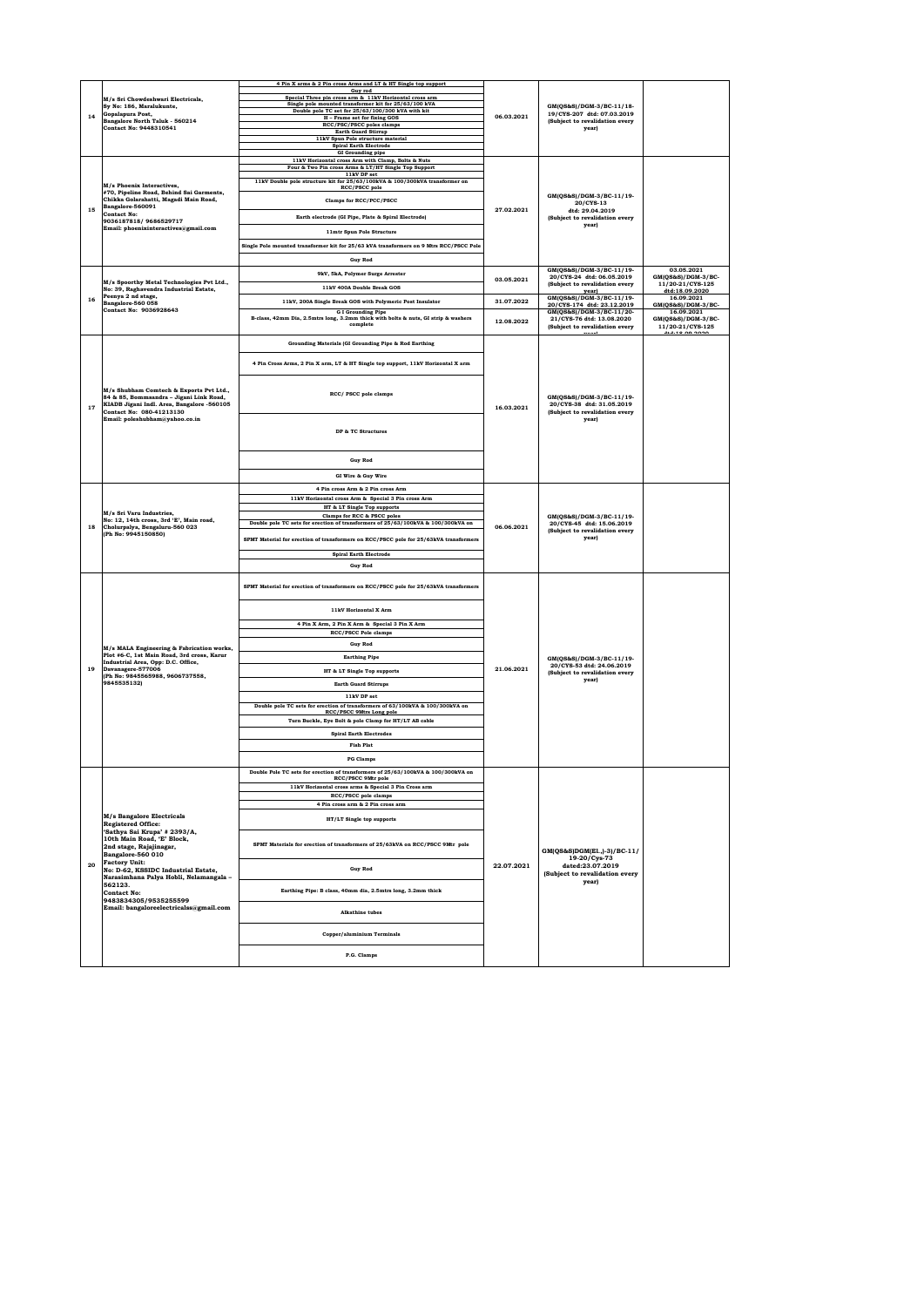| 14 | M/s Sri Chowdeshwari Electricals, Sy No: 186, Maralukunte, Gopalapura Post, Bangalore North Taluk - 560214 Contact No: 9448310541 | 4 Pin X arms & 2 Pin cross Arms and LT & HT Single top support<br>Guy rod<br>Special Three pin cross arm & 11kV Horizontal cross arm<br>Single pole mounted transformer kit for 25/63/100 kVA<br>Double pole TC set for 25/63/100/300 kVA with kit<br>H – Frame set for fixing GOS<br>RCC/PSC/PSCC poles clamps<br>Earth Guard Stirrup<br>11kV Spun Pole structure material<br>Spiral Earth Electrode<br>GI Grounding pipe | 06.03.2021 | GM(QS&S)/DGM-3/BC-11/18-19/CYS-207 dtd: 07.03.2019 (Subject to revalidation every year) | |
|---|---|---|---|---|---|
| 15 | M/s Phoenix Interactives, #70, Pipeline Road, Behind Sai Garments, Chikka Golarahatti, Magadi Main Road, Bangalore-560091 Contact No: 9036187818/ 9686529717 Email: phoenixinteractives@gmail.com | 11kV Horizontal cross Arm with Clamp, Bolts & Nuts<br>Four & Two Pin cross Arms & LT/HT Single Top Support<br>11kV DP set<br>11kV Double pole structure kit for 25/63/100kVA & 100/300kVA transformer on RCC/PSCC pole<br>Clamps for RCC/PCC/PSCC<br>Earth electrode (GI Pipe, Plate & Spiral Electrode)<br>11mtr Spun Pole Structure<br>Single Pole mounted transformer kit for 25/63 kVA transformers on 9 Mtrs RCC/PSCC Pole<br>Guy Rod | 27.02.2021 | GM(QS&S)/DGM-3/BC-11/19-20/CYS-13 dtd: 29.04.2019 (Subject to revalidation every year) | |
| 16 | M/s Spoorthy Metal Technologies Pvt Ltd., No: 39, Raghavendra Industrial Estate, Peenya 2 nd stage, Bangalore-560 058 Contact No: 9036928643 | 9kV, 5kA, Polymer Surge Arrester<br>11kV 400A Double Break GOS | 03.05.2021 | GM(QS&S)/DGM-3/BC-11/19-20/CYS-24 dtd: 06.05.2019 (Subject to revalidation every year) | 03.05.2021 GM(QS&S)/DGM-3/BC-11/20-21/CYS-125 dtd:18.09.2020 |
| | | 11kV, 200A Single Break GOS with Polymeric Post Insulator | 31.07.2022 | GM(QS&S)/DGM-3/BC-11/19-20/CYS-174 dtd: 23.12.2019 | 16.09.2021 GM(QS&S)/DGM-3/BC- |
| | | G I Grounding Pipe B-class, 42mm Dia, 2.5mtrs long, 3.2mm thick with bolts & nuts, GI strip & washers complete | 12.08.2022 | GM(QS&S)/DGM-3/BC-11/20-21/CYS-76 dtd: 13.08.2020 (Subject to revalidation every year) | 16.09.2021 GM(QS&S)/DGM-3/BC-11/20-21/CYS-125 dtd:18.09.2020 |
| 17 | M/s Shubham Comtech & Exports Pvt Ltd., 84 & 85, Bommsandra – Jigani Link Road, KIADB Jigani Indl. Area, Bangalore -560105 Contact No: 080-41213130 Email: poleshubham@yahoo.co.in | Grounding Materials (GI Grounding Pipe & Rod Earthing<br>4 Pin Cross Arms, 2 Pin X arm, LT & HT Single top support, 11kV Horizontal X arm<br>RCC/ PSCC pole clamps<br>DP & TC Structures<br>Guy Rod<br>GI Wire & Guy Wire | 16.03.2021 | GM(QS&S)/DGM-3/BC-11/19-20/CYS-38 dtd: 31.05.2019 (Subject to revalidation every year) | |
| 18 | M/s Sri Varu Industries, No: 12, 14th cross, 3rd 'E', Main road, Cholurpalya, Bengaluru-560 023 (Ph No: 9945150850) | 4 Pin cross Arm & 2 Pin cross Arm<br>11kV Horizontal cross Arm & Special 3 Pin cross Arm<br>HT & LT Single Top supports<br>Clamps for RCC & PSCC poles<br>Double pole TC sets for erection of transformers of 25/63/100kVA & 100/300kVA on<br>SPMT Material for erection of transformers on RCC/PSCC pole for 25/63kVA transformers<br>Spiral Earth Electrode<br>Guy Rod | 06.06.2021 | GM(QS&S)/DGM-3/BC-11/19-20/CYS-45 dtd: 15.06.2019 (Subject to revalidation every year) | |
| 19 | M/s MALA Engineering & Fabrication works, Plot #6-C, 1st Main Road, 3rd cross, Karur Industrial Area, Opp: D.C. Office, Davanagere-577006 (Ph No: 9845565988, 9606737558, 9845535132) | SPMT Material for erection of transformers on RCC/PSCC pole for 25/63kVA transformers<br>11kV Horizontal X Arm<br>4 Pin X Arm, 2 Pin X Arm & Special 3 Pin X Arm<br>RCC/PSCC Pole clamps<br>Guy Rod<br>Earthing Pipe<br>HT & LT Single Top supports<br>Earth Guard Stirrups<br>11kV DP set<br>Double pole TC sets for erection of transformers of 63/100kVA & 100/300kVA on RCC/PSCC 9Mtrs Long pole<br>Turn Buckle, Eye Bolt & pole Clamp for HT/LT AB cable<br>Spiral Earth Electrodes<br>Fish Plat<br>PG Clamps | 21.06.2021 | GM(QS&S)/DGM-3/BC-11/19-20/CYS-53 dtd: 24.06.2019 (Subject to revalidation every year) | |
| 20 | M/s Bangalore Electricals Registered Office: 'Sathya Sai Krupa' # 2393/A, 10th Main Road, 'E' Block, 2nd stage, Rajajinagar, Bangalore-560 010 Factory Unit: No: D-62, KSSIDC Industrial Estate, Narasimhana Palya Hobli, Nelamangala – 562123. Contact No: 9483834305/9535255599 Email: bangaloreelectricalss@gmail.com | Double Pole TC sets for erection of transformers of 25/63/100kVA & 100/300kVA on RCC/PSCC 9Mtr pole<br>11kV Horizontal cross arms & Special 3 Pin Cross arm<br>RCC/PSCC pole clamps<br>4 Pin cross arm & 2 Pin cross arm<br>HT/LT Single top supports<br>SPMT Materials for erection of transformers of 25/63kVA on RCC/PSCC 9Mtr pole<br>Guy Rod<br>Earthing Pipe: B class, 40mm dia, 2.5mtrs long, 3.2mm thick<br>Alkathine tubes<br>Copper/aluminium Terminals<br>P.G. Clamps | 22.07.2021 | GM(QS&S)DGM(El.,)-3)/BC-11/19-20/Cys-73 dated:23.07.2019 (Subject to revalidation every year) | |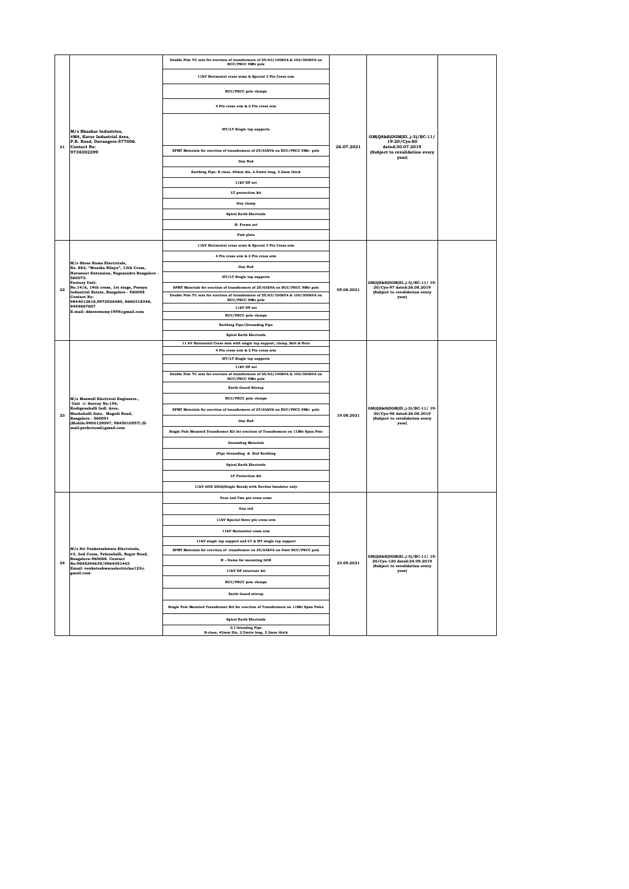| | | | | | |
|---|---|---|---|---|---|
| 21 | M/s Bhaskar Industries, #M4, Karur Industrial Area, P.B. Road, Davangere-577006. Contact No: 9738302299 | Double Pole TC sets for erection of transformers of 25/63/100kVA & 100/300kVA on RCC/PSCC 9Mtr pole<br>11kV Horizontal cross arms & Special 3 Pin Cross arm<br>RCC/PSCC pole clamps<br>4 Pin cross arm & 2 Pin cross arm<br>HT/LT Single top supports<br>SPMT Materials for erection of transformers of 25/63kVA on RCC/PSCC 9Mtr pole<br>Guy Rod<br>Earthing Pipe: B class, 40mm dia, 2.5mtrs long, 3.2mm thick<br>11kV DP set<br>LT protection kit<br>Guy clamp<br>Spiral Earth Electrode<br>H- Frame set<br>Fish plate | 26.07.2021 | GM(QS&S)DGM(El.,)-3)/BC-11/ 19-20/Cys-80 dated:30.07.2019 (Subject to revalidation every year) | |
| 22 | M/s Shree Rama Electricals, No. 882, "Monika Nilaya", 13th Cross, Havanoor Extension, Nagasandra Bangalore - 560073. Factory Unit: No.14/A, 14th cross, 1st stage, Peenya Industrial Estate, Bangalore - 560058 Contact No: 9844012618,9972926480, 8660318348, 9449887607 E-mail: ddoreswamy1959@gmail.com | 11kV Horizontal cross arms & Special 3 Pin Cross arm<br>4 Pin cross arm & 2 Pin cross arm<br>Guy Rod<br>HT/LT Single top supports<br>SPMT Materials for erection of transformers of 25/63kVA on RCC/PSCC 9Mtr pole<br>Double Pole TC sets for erection of transformers of 25/63/100kVA & 100/300kVA on RCC/PSCC 9Mtr pole<br>11kV DP set<br>RCC/PSCC pole clamps<br>Earthing Pipe/Grounding Pipe<br>Spiral Earth Electrode | 05.08.2021 | GM(QS&S)DGM(El.,)-3)/BC-11/ 19-20/Cys-97 dated:26.08.2019 (Subject to revalidation every year) | |
| 23 | M/s Maxwell Electrical Engineers., Unit -1: Survey No:154, Kodigenahalli Indl. Area, Machohalli Gate, Magadi Road, Bangalore - 560091 (Mobile:9900129097, 9845010557) (E-mail:perfectemf@gmail.com | 11 kV Horizontal Cross Arm with single top support, clamp, Bolt & Nuts<br>4 Pin cross arm & 2 Pin cross arm<br>HT/LT Single top supports<br>11kV DP set<br>Double Pole TC sets for erection of transformers of 25/63/100kVA & 100/300kVA on RCC/PSCC 9Mtr pole<br>Earth Guard Stirrup<br>RCC/PSCC pole clamps<br>SPMT Materials for erection of transformers of 25/63kVA on RCC/PSCC 9Mtr pole<br>Guy Rod<br>Single Pole Mounted Transformer Kit for erection of Transformers on 11Mtr Spun Pole<br>Grounding Materials<br>(Pipe Grounding & Rod Earthing<br>Spiral Earth Electrode<br>LT Protection kit<br>11kV GOS 200A(Single Break) with Navitas Insulator only | 19.08.2021 | GM(QS&S)DGM(El.,)-3)/BC-11/ 19-20/Cys-98 dated:26.08.2019 (Subject to revalidation every year) | |
| 24 | M/s Sri Venkateshwara Electricals, #3, 2nd Cross, Yelenahalli, Begur Road, Bangalore-560068. Contact No:9945294639/9964051443 Email: venkateshwaraelectriclas123@ gmail.com | Four and Two pin cross arms<br>Guy rod<br>11kV Special three pin cross arm<br>11kV Horizontal cross arm<br>11kV single top support and LT & HT single top support<br>SPMT Materials for erection of transformer on 25/63kVA on 9mtr RCC/PSCC pole<br>H – frame for mounting GOS<br>11kV DP structure kit<br>RCC/PSCC pole clamps<br>Earth Guard stirrup<br>Single Pole Mounted Transformer Kit for erection of Transformers on 11Mtr Spun Poles<br>Spiral Earth Electrode<br>G I Grouding Pipe B-class, 42mm Dia, 2.5mtrs long, 3.2mm thick | 23.09.2021 | GM(QS&S)DGM(El.,)-3)/BC-11/ 19-20/Cys-120 dated:24.09.2019 (Subject to revalidation every year) | |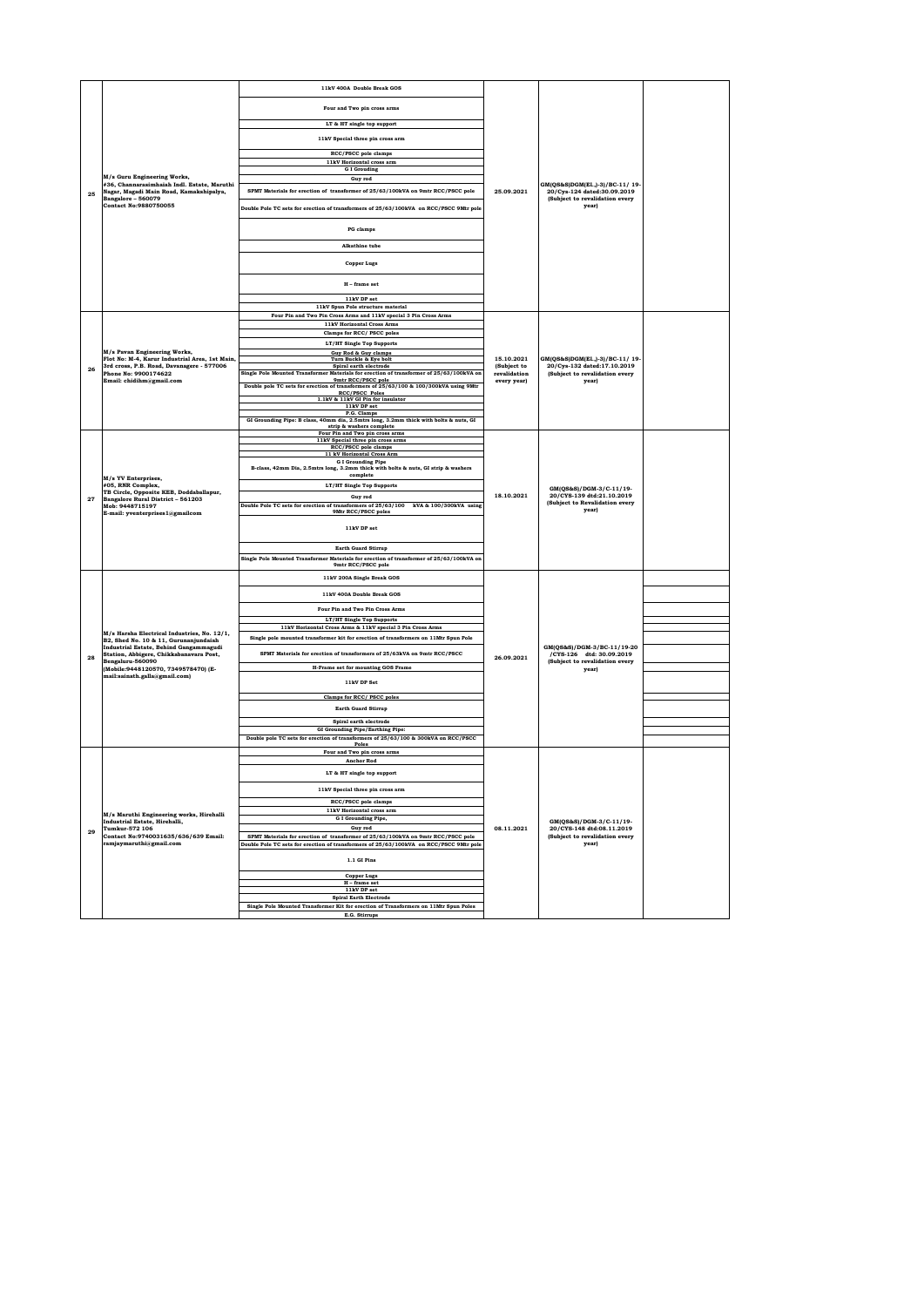| | | | | | |
|---|---|---|---|---|---|
| 25 | M/s Guru Engineering Works, #36, Channarasimhaiah Indl. Estate, Maruthi Nagar, Magadi Main Road, Kamakshipalya, Bangalore – 560079 Contact No:9880750055 | 11kV 400A Double Break GOS<br>Four and Two pin cross arms<br>LT & HT single top support<br>11kV Special three pin cross arm<br>RCC/PSCC pole clamps<br>11kV Horizontal cross arm<br>G I Grounding<br>Guy rod<br>SPMT Materials for erection of transformer of 25/63/100kVA on 9mtr RCC/PSCC pole<br>Double Pole TC sets for erection of transformers of 25/63/100kVA on RCC/PSCC 9Mtr pole<br>PG clamps<br>Alkathine tube<br>Copper Lugs<br>H – frame set<br>11kV DP set<br>11kV Spun Pole structure material | 25.09.2021 | GM(QS&S)DGM(El.,)-3)/BC-11/ 19-20/Cys-124 dated:30.09.2019 (Subject to revalidation every year) | |
| 26 | M/s Pavan Engineering Works, Plot No: M-4, Karur Industrial Area, 1st Main, 3rd cross, P.B. Road, Davangere - 577006 Phone No: 9900174622 Email: chidihm@gmail.com | Four Pin and Two Pin Cross Arms and 11kV special 3 Pin Cross Arms<br>11kV Horizontal Cross Arms<br>Clamps for RCC/ PSCC poles<br>LT/HT Single Top Supports<br>Guy Rod & Guy clamps<br>Turn Buckle & Eye bolt<br>Spiral earth electrode<br>Single Pole Mounted Transformer Materials for erection of transformer of 25/63/100kVA on 9mtr RCC/PSCC pole<br>Double pole TC sets for erection of transformers of 25/63/100 & 100/300kVA using 9Mtr RCC/PSCC Poles<br>1.1kV & 11kV GI Pin for insulator<br>11kV DP set<br>P.G. Clamps<br>GI Grounding Pipe: B class, 40mm dia, 2.5mtrs long, 3.2mm thick with bolts & nuts, GI strip & washers complete | 15.10.2021 (Subject to revalidation every year) | GM(QS&S)DGM(El.,)-3)/BC-11/ 19-20/Cys-132 dated:17.10.2019 (Subject to revalidation every year) | |
| 27 | M/s YV Enterprises, #05, RNR Complex, TB Circle, Opposite KEB, Doddaballapur, Bangalore Rural District – 561203 Mob: 9448715197 E-mail: yventerprises1@gmailcom | Four Pin and Two pin cross arms<br>11kV Special three pin cross arms<br>RCC/PSCC pole clamps<br>11 kV Horizontal Cross Arm<br>G I Grounding Pipe B-class, 42mm Dia, 2.5mtrs long, 3.2mm thick with bolts & nuts, GI strip & washers complete<br>LT/HT Single Top Supports<br>Guy rod<br>Double Pole TC sets for erection of transformers of 25/63/100 kVA & 100/300kVA using 9Mtr RCC/PSCC poles<br>11kV DP set<br>Earth Guard Stirrup<br>Single Pole Mounted Transformer Materials for erection of transformer of 25/63/100kVA on 9mtr RCC/PSCC pole | 18.10.2021 | GM(QS&S)/DGM-3/C-11/19-20/CYS-139 dtd:21.10.2019 (Subject to Revalidation every year) | |
| 28 | M/s Harsha Electrical Industries, No. 12/1, B2, Shed No. 10 & 11, Gurunanjundaiah Industrial Estate, Behind Gangammagudi Station, Abbigere, Chikkabanavara Post, Bengaluru-560090 (Mobile:9448120570, 7349578470) (E-mail:sainath.galla@gmail.com) | 11kV 200A Single Break GOS<br>11kV 400A Double Break GOS<br>Four Pin and Two Pin Cross Arms<br>LT/HT Single Top Supports<br>11kV Horizontal Cross Arms & 11kV special 3 Pin Cross Arms<br>Single pole mounted transformer kit for erection of transformers on 11Mtr Spun Pole<br>SPMT Materials for erection of transformers of 25/63kVA on 9mtr RCC/PSCC<br>H-Frame set for mounting GOS Frame<br>11kV DP Set<br>Clamps for RCC/ PSCC poles<br>Earth Guard Stirrup<br>Spiral earth electrode<br>GI Grounding Pipe/Earthing Pipe:<br>Double pole TC sets for erection of transformers of 25/63/100 & 300kVA on RCC/PSCC Poles | 26.09.2021 | GM(QS&S)/DGM-3/BC-11/19-20 /CYS-126 dtd: 30.09.2019 (Subject to revalidation every year) | |
| 29 | M/s Maruthi Engineering works, Hirehalli Industrial Estate, Hirehalli, Tumkur-572 106 Contact No:9740031635/636/639 Email: ramjeymaruthi@gmail.com | Four and Two pin cross arms<br>Anchor Rod<br>LT & HT single top support<br>11kV Special three pin cross arm<br>RCC/PSCC pole clamps<br>11kV Horizontal cross arm<br>G I Grounding Pipe,<br>Guy rod<br>SPMT Materials for erection of transformer of 25/63/100kVA on 9mtr RCC/PSCC pole<br>Double Pole TC sets for erection of transformers of 25/63/100kVA on RCC/PSCC 9Mtr pole<br>1.1 GI Pins<br>Copper Lugs<br>H – frame set<br>11kV DP set<br>Spiral Earth Electrode<br>Single Pole Mounted Transformer Kit for erection of Transformers on 11Mtr Spun Poles<br>E.G. Stirrups | 08.11.2021 | GM(QS&S)/DGM-3/C-11/19-20/CYS-148 dtd:08.11.2019 (Subject to revalidation every year) | |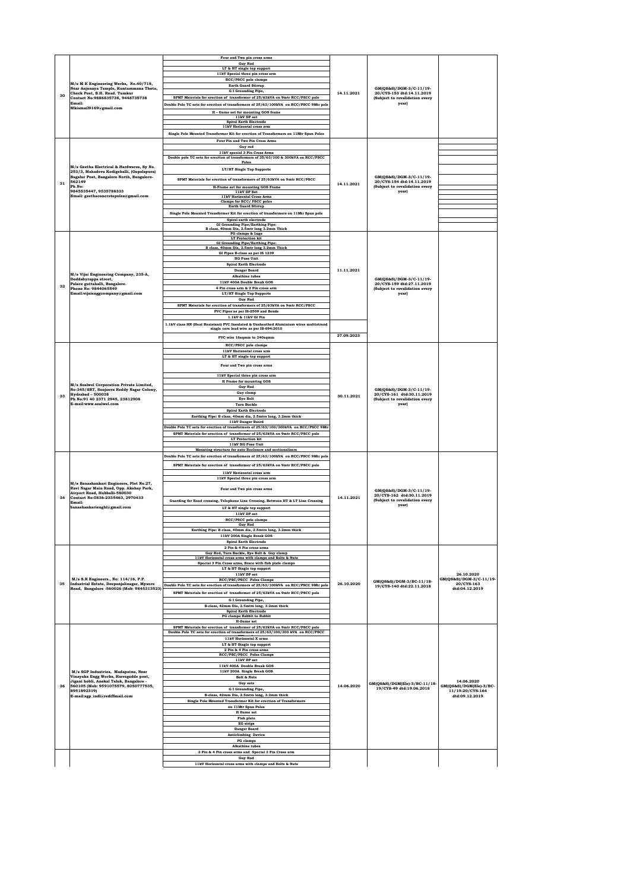| | | | | | |
|---|---|---|---|---|---|
| 30 | M/s M K Engineering Works, No.40/718, Near Anjenaya Temple, Kuntammana Thota, Check Post, B.H. Road. Tumkur<br>Contact No:9886835738, 9448735738<br>Email:<br>Mkismail9169@gmail.com | Four and Two pin cross arms<br>Guy Rod<br>LT & HT single top support<br>11kV Special three pin cross arm<br>RCC/PSCC pole clamps<br>Earth Guard Stirrup<br>G I Grounding Pipe,<br>SPMT Materials for erection of transformer of 25/63kVA on 9mtr RCC/PSCC pole<br>Double Pole TC sets for erection of transformer of 25/63/100kVA on RCC/PSCC 9Mtr pole<br>H - frame set for mounting GOS frame<br>11kV DP set<br>Spiral Earth Electrode<br>11kV Horizontal cross arm<br>Single Pole Mounted Transformer Kit for erection of Transformers on 11Mtr Spun Poles | 14.11.2021 | GM(QS&S)/DGM-3/C-11/19-20/CYS-153 dtd:14.11.2019<br>(Subject to revalidation every year) | |
| 31 | M/s Geetha Electrical & Hardwares, Sy No. 253/3, Mahadeva Kodigehalli, (Gopalapura) Bagalur Post, Bangalore North, Bangalore-562149<br>Ph No:<br>9845535447, 9535788333<br>Email: geethaconcretepoles@gmail.com | Four Pin and Two Pin Cross Arms<br>Guy rod<br>11kV special 3 Pin Cross Arms<br>Double pole TC sets for erection of transformers of 25/63/100 & 300kVA on RCC/PSCC Poles<br>LT/HT Single Top Supports<br>SPMT Materials for erection of transformers of 25/63kVA on 9mtr RCC/PSCC<br>H-Frame set for mounting GOS Frame<br>11kV DP Set<br>11kV Horizontal Cross Arms<br>Clamps for RCC/ PSCC poles<br>Earth Guard Stirrup<br>Single Pole Mounted Transformer Kit for erection of transformers on 11Mtr Spun pole<br>Spiral earth electrode<br>GI Grounding Pipe/Earthing Pipe:<br>B class, 40mm Dia, 2.5mtr long 3.2mm Thick | 14.11.2021 | GM(QS&S)/DGM-3/C-11/19-20/CYS-154 dtd:14.11.2019<br>(Subject to revalidation every year) | |
| 32 | M/s Vijai Engineering Company, 235-A, Doddabyrappa street, Palace guttahalli, Bangalore.<br>Phone No: 9844065549<br>Email:vijaienggcompany@gmail.com | PG clamps & Lugs<br>LT Protection kit<br>GI Grounding Pipe/Earthing Pipe:<br>B class, 40mm Dia, 2.5mtr long 3.2mm Thick<br>GI Pipes B-class as per IS 1239<br>HG Fuse Unit<br>Spiral Earth Electrode<br>Danger Board<br>Alkathine tubes<br>11kV 400A Double Break GOS<br>4 Pin cross arm & 2 Pin cross arm<br>LT/HT Single Top Supports<br>Guy Rod<br>SPMT Materials for erection of transformers of 25/63kVA on 9mtr RCC/PSCC<br>PVC Pipes as per IS-2509 and Bends<br>1.1kV & 11kV GI Pin<br>1.1kV class HR (Heat Resistant) PVC Insulated & Unsheathed Aluminium wires multistrand single core lead wire as per IS-694:2010 | 11.11.2021 | GM(QS&S)/DGM-3/C-11/19-20/CYS-159 dtd:27.11.2019<br>(Subject to revalidation every year) | |
| | | PVC wire 16sqmm to 240sqmm | 27.09.2023 | | |
| 33 | M/s Sealwel Corporation Private Limited, No:345/SRT, Sanjeeva Reddy Nagar Colony, Hydrabad – 500038<br>Ph No:91 40 2371 2945, 23812908<br>E-mail:www.sealwel.com | RCC/PSCC pole clamps<br>11kV Horizontal cross arm<br>LT & HT single top support<br>Four and Two pin cross arms<br>11kV Special three pin cross arm<br>H Frame for mounting GOS<br>Guy Rod<br>Guy clamp<br>Eye Bolt<br>Turn Buckle<br>Spiral Earth Electrode<br>Earthing Pipe: B class, 40mm dia, 2.5mtrs long, 3.2mm thick<br>11kV Danger Board<br>Double Pole TC sets for erection of transformers of 25/63/100/300kVA on RCC/PSCC 9Mtr pole<br>SPMT Materials for erection of transformer of 25/63kVA on 9mtr RCC/PSCC pole<br>LT Protection kit<br>11kV HG Fuse Unit<br>Mounting structure for auto Reclosers and sectionalizers | 30.11.2021 | GM(QS&S)/DGM-3/C-11/19-20/CYS-161 dtd:30.11.2019<br>(Subject to revalidation every year) | |
| 34 | M/s Banashankari Engineers, Plot No.27, Ravi Nagar Main Road, Opp. Akshay Park, Airport Road, Hubballi-580030<br>Contact No:0836-2335463, 2970433<br>Email:<br>banashankarienghl@gmail.com | Double Pole TC sets for erection of transformers of 25/63/100kVA on RCC/PSCC 9Mtr pole<br>SPMT Materials for erection of transformer of 25/63kVA on 9mtr RCC/PSCC pole<br>11kV Horizontal cross arm<br>11kV Special three pin cross arm<br>Four and Two pin cross arms<br>Guarding for Road crossing, Telephone Line Crossing, Between HT & LT Line Crossing<br>LT & HT single top support<br>11kV DP set<br>RCC/PSCC pole clamps<br>Guy Rod<br>Earthing Pipe: B class, 40mm dia, 2.5mtrs long, 3.2mm thick<br>11kV 200A Single Break GOS<br>Spiral Earth Electrode | 14.11.2021 | GM(QS&S)/DGM-3/C-11/19-20/CYS-162 dtd:30.11.2019<br>(Subject to revalidation every year) | |
| 35 | M/s S.R Engineers., No: 114/16, P.P. Industrial Estate, Deepanjalinagar, Mysore Road, Bangalore -560026 (Mob: 9845313523) | 2 Pin & 4 Pin cross arms<br>Guy Rod, Turn Buckle, Eye Bolt & Guy clamp<br>11kV Horizontal cross arms with clamps and Bolts & Nuts<br>Special 3 Pin Cross arms, Brace with fish plate clamps<br>LT & HT Single top support<br>11kV DP set<br>RCC/PSC/PSCC Poles Clamps<br>Double Pole TC sets for erection of transformers of 25/63/100kVA on RCC/PSCC 9Mtr pole<br>SPMT Materials for erection of transformer of 25/63kVA on 9mtr RCC/PSCC pole<br>G I Grounding Pipe,<br>B-class, 42mm Dia, 2.5mtrs long, 3.2mm thick<br>Spiral Earth Electrode<br>PG clamps Rabbit to Rabbit<br>H-frame set | 26.10.2020 | GM(QS&S)/DGM-3/BC-11/18-19/CYS-140 dtd:22.11.2018 | 26.10.2020<br>GM(QS&S)/DGM-3/C-11/19-20/CYS-163<br>dtd:04.12.2019 |
| 36 | M/s SGP Industries, Madapatna, Near Vinayaka Engg Works, Harragadde post, Jigani hobli, Anekal Taluk, Bangalore - 560105 (Mob: 9591075579, 8050777535, 8951892319)<br>E-mail:sgp_indl@rediffmail.com | SPMT Materials for erection of transformer of 25/63kVA on 9mtr RCC/PSCC pole<br>Double Pole TC sets for erection of transformers of 25/63/100/300 kVA on RCC/PSCC<br>11kV Horizontal X arms<br>LT & HT Single top support<br>2 Pin & 4 Pin cross arms<br>RCC/PSC/PSCC Poles Clamps<br>11kV DP set<br>11kV 400A Double Break GOS<br>11kV 200A Single Break GOS<br>Bolt & Nuts<br>Guy sets<br>G I Grounding Pipe,<br>B-class, 42mm Dia, 2.5mtrs long, 3.2mm thick<br>Single Pole Mounted Transformer Kit for erection of Transformers on 11Mtr Spun Poles<br>H frame set<br>Fish plate<br>EG strips<br>Danger Board<br>Anticlimbing Device<br>PG clamps<br>Alkathine tubes | 14.06.2020 | GM(QS&S)/DGM(Ele)-3/BC-11/18-19/CYS-49 dtd:19.06.2018 | 14.06.2020<br>GM(QS&S)/DGM(Ele)-3/BC-11/19-20/CYS-164<br>dtd:09.12.2019 |
| | | 2 Pin & 4 Pin cross arms and Special 3 Pin Cross arm<br>Guy Rod<br>11kV Horizontal cross arms with clamps and Bolts & Nuts | | | |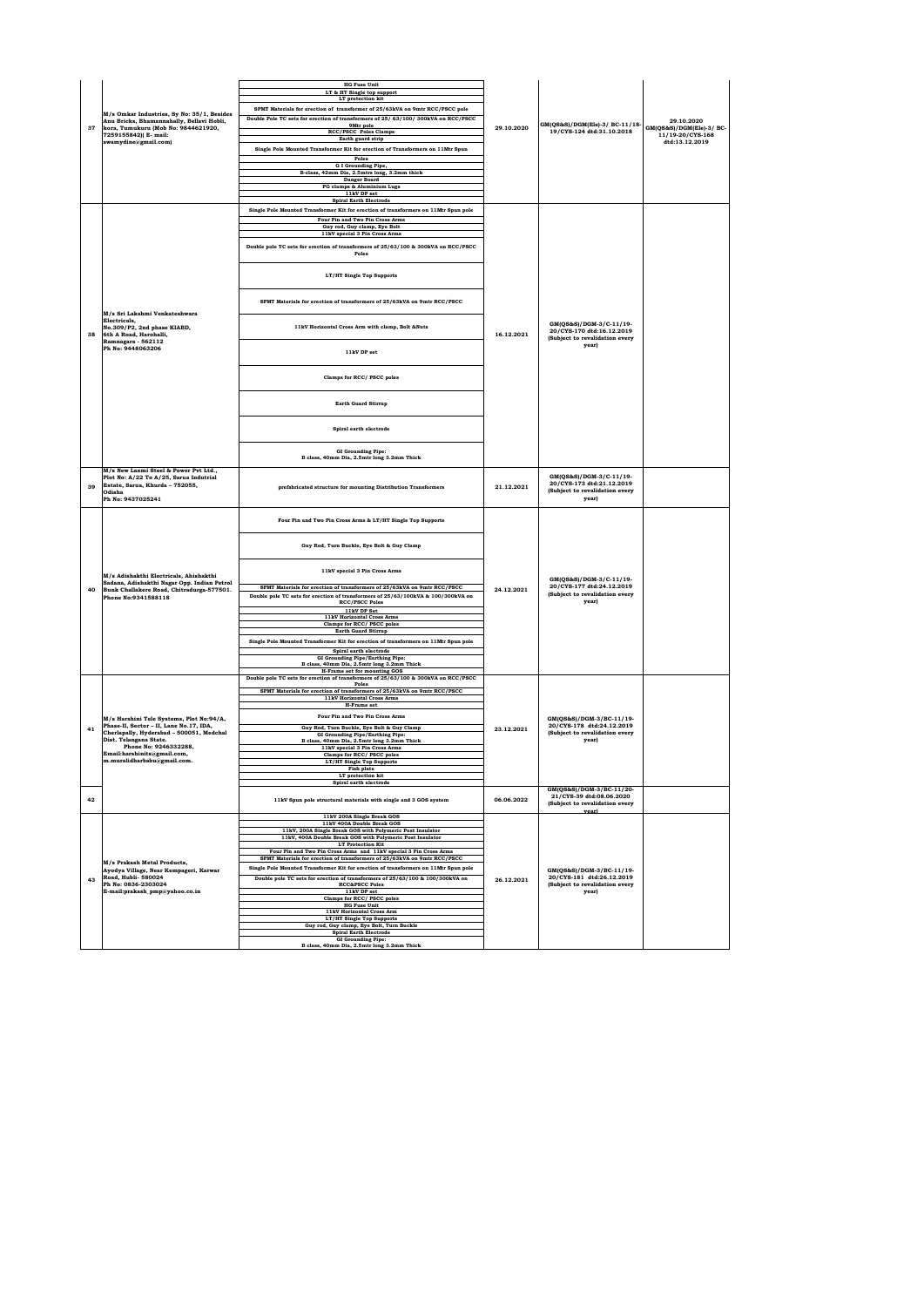| 37 | M/s Omkar Industries, Sy No: 35/1, Besides Anu Bricks, Bhamannahally, Bellavi Hobli, kora, Tumukuru (Mob No: 9844621920, 7259155842)| E- mail: swamydine@gmail.com) | HG Fuse Unit<br>LT & HT Single top support<br>LT protection kit<br>SPMT Materials for erection of transformer of 25/63kVA on 9mtr RCC/PSCC pole<br>Double Pole TC sets for erection of transformers of 25/ 63/100/ 300kVA on RCC/PSCC 9Mtr pole<br>RCC/PSCC Poles Clamps<br>Earth guard strip<br>Single Pole Mounted Transformer Kit for erection of Transformers on 11Mtr Spun Poles<br>G I Grounding Pipe, B-class, 42mm Dia, 2.5mtrs long, 3.2mm thick<br>Danger Board<br>PG clamps & Aluminium Lugs<br>11kV DP set<br>Spiral Earth Electrode | 29.10.2020 | GM(QS&S)/DGM(Ele)-3/ BC-11/18-19/CYS-124 dtd:31.10.2018 | 29.10.2020 GM(QS&S)/DGM(Ele)-3/ BC-11/19-20/CYS-168 dtd:13.12.2019 |
|---|---|---|---|---|---|
| 38 | M/s Sri Lakshmi Venkateshwara Electricals, No.309/P2, 2nd phase KIABD, 6th A Road, Harohalli, Ramnagara - 562112 Ph No: 9448063206 | Single Pole Mounted Transformer Kit for erection of transformers on 11Mtr Spun pole<br>Four Pin and Two Pin Cross Arms<br>Guy rod, Guy clamp, Eye Bolt<br>11kV special 3 Pin Cross Arms<br>Double pole TC sets for erection of transformers of 25/63/100 & 300kVA on RCC/PSCC Poles<br>LT/HT Single Top Supports<br>SPMT Materials for erection of transformers of 25/63kVA on 9mtr RCC/PSCC<br>11kV Horizontal Cross Arm with clamp, Bolt &Nuts<br>11kV DP set<br>Clamps for RCC/ PSCC poles<br>Earth Guard Stirrup<br>Spiral earth electrode<br>GI Grounding Pipe: B class, 40mm Dia, 2.5mtr long 3.2mm Thick | 16.12.2021 | GM(QS&S)/DGM-3/C-11/19-20/CYS-170 dtd:16.12.2019 (Subject to revalidation every year) | |
| 39 | M/s New Laxmi Steel & Power Pvt Ltd., Plot No: A/22 To A/25, Sarua Indutrial Estate, Sarua, Khurda – 752055, Odisha Ph No: 9437025241 | prefabricated structure for mounting Distribution Transformers | 21.12.2021 | GM(QS&S)/DGM-3/C-11/19-20/CYS-173 dtd:21.12.2019 (Subject to revalidation every year) | |
| 40 | M/s Adishakthi Electricals, Ahishakthi Sadana, Adishakthi Nagar Opp. Indian Petrol Bunk Challakere Road, Chitradurga-577501. Phone No:9341588118 | Four Pin and Two Pin Cross Arms & LT/HT Single Top Supports<br>Guy Rod, Turn Buckle, Eye Bolt & Guy Clamp<br>11kV special 3 Pin Cross Arms<br>SPMT Materials for erection of transformers of 25/63kVA on 9mtr RCC/PSCC<br>Double pole TC sets for erection of transformers of 25/63/100kVA & 100/300kVA on RCC/PSCC Poles<br>11kV DP Set<br>11kV Horizontal Cross Arms<br>Clamps for RCC/ PSCC poles<br>Earth Guard Stirrup<br>Single Pole Mounted Transformer Kit for erection of transformers on 11Mtr Spun pole<br>Spiral earth electrode<br>GI Grounding Pipe/Earthing Pipe: B class, 40mm Dia, 2.5mtr long 3.2mm Thick<br>H-Frame set for mounting GOS | 24.12.2021 | GM(QS&S)/DGM-3/C-11/19-20/CYS-177 dtd:24.12.2019 (Subject to revalidation every year) | |
| 41 | M/s Harshini Tele Systems, Plot No:94/A, Phase-II, Sector – II, Lane No.17, IDA, Cherlapally, Hyderabad – 500051, Medchal Dist. Telangana State. Phone No: 9246332288, Email:harshinits@gmail.com, m.muralidharbabu@gmail.com. | Double pole TC sets for erection of transformers of 25/63/100 & 300kVA on RCC/PSCC Poles<br>SPMT Materials for erection of transformers of 25/63kVA on 9mtr RCC/PSCC<br>11kV Horizontal Cross Arms<br>H-Frame set<br>Four Pin and Two Pin Cross Arms<br>Guy Rod, Turn Buckle, Eye Bolt & Guy Clamp<br>GI Grounding Pipe/Earthing Pipe: B class, 40mm Dia, 2.5mtr long 3.2mm Thick<br>11kV special 3 Pin Cross Arms<br>Clamps for RCC/ PSCC poles<br>LT/HT Single Top Supports<br>Fish plate<br>LT protection kit<br>Spiral earth electrode | 23.12.2021 | GM(QS&S)/DGM-3/BC-11/19-20/CYS-178 dtd:24.12.2019 (Subject to revalidation every year) | |
| 42 | | 11kV Spun pole structural materials with single and 3 GOS system | 06.06.2022 | GM(QS&S)/DGM-3/BC-11/20-21/CYS-39 dtd:08.06.2020 (Subject to revalidation every year) | |
| 43 | M/s Prakash Metal Products, Ayodya Village, Near Kempageri, Karwar Road, Hubli- 580024 Ph No: 0836-2303024 E-mail:prakash_pmp@yahoo.co.in | 11kV 200A Single Break GOS<br>11kV 400A Double Break GOS<br>11kV, 200A Single Break GOS with Polymeric Post Insulator<br>11kV, 400A Double Break GOS with Polymeric Post Insulator<br>LT Protection Kit<br>Four Pin and Two Pin Cross Arms and 11kV special 3 Pin Cross Arms<br>SPMT Materials for erection of transformers of 25/63kVA on 9mtr RCC/PSCC<br>Single Pole Mounted Transformer Kit for erection of transformers on 11Mtr Spun pole<br>Double pole TC sets for erection of transformers of 25/63/100 & 100/300kVA on RCC&PSCC Poles<br>11kV DP set<br>Clamps for RCC/ PSCC poles<br>HG Fuse Unit<br>11kV Horizontal Cross Arm<br>LT/HT Single Top Supports<br>Guy rod, Guy clamp, Eye Bolt, Turn Buckle<br>Spiral Earth Electrode<br>GI Grounding Pipe: B class, 40mm Dia, 2.5mtr long 3.2mm Thick | 26.12.2021 | GM(QS&S)/DGM-3/BC-11/19-20/CYS-181 dtd:26.12.2019 (Subject to revalidation every year) | |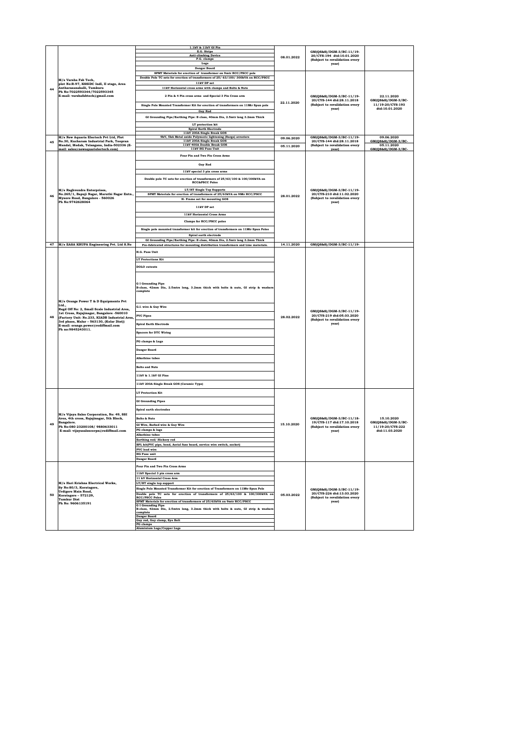|  |  | 1.1kV & 11kV GI Pin |  |  |  |
|---|---|---|---|---|---|
|  |  | E.G. Strips | 08.01.2022 | GM(QS&S)/DGM-3/BC-11/19-20/CYS-194 dtd:10.01.2020 (Subject to revalidation every year) |  |
|  |  | Anti-climbing Device |  |  |  |
|  |  | P.G. clamps |  |  |  |
|  |  | Lugs |  |  |  |
|  |  | Danger Board |  |  |  |
| 44 | M/s Varsha Fab Tech, plot No:R-97, KSSIDC Indl, II stage, Area Antharasanahalli, Tumkuru Ph No:7022593344/7022593345 E-mail: varshafabtech@gmail.com | SPMT Materials for erection of transformer on 9mtr RCC/PSCC pole | 22.11.2020 | GM(QS&S)/DGM-3/BC-11/19-20/CYS-144 dtd:28.11.2018 (Subject to revalidation every year) | 22.11.2020 GM(QS&S)/DGM-3/BC-11/19-20/CYS-193 dtd:10.01.2020 |
|  |  | Double Pole TC sets for erection of transformers of 25/ 63/100/ 300kVA on RCC/PSCC |  |  |  |
|  |  | 11kV DP set |  |  |  |
|  |  | 11kV Horizontal cross arms with clamps and Bolts & Nuts |  |  |  |
|  |  | 2 Pin & 4 Pin cross arms and Special 3 Pin Cross arm |  |  |  |
|  |  | Single Pole Mounted Transformer Kit for erection of transformers on 11Mtr Spun pole |  |  |  |
|  |  | Guy Rod |  |  |  |
|  |  | GI Grounding Pipe/Earthing Pipe: B class, 40mm Dia, 2.5mtr long 3.2mm Thick |  |  |  |
|  |  | LT protection kit |  |  |  |
|  |  | Spiral Earth Electrode |  |  |  |
|  |  | 11kV 200A Single Break GOS |  |  |  |
| 45 | M/s New Aquaria Electech Pvt Ltd, Plot No.30, Kucharam Industrial Park, Toopran Mandal, Medak, Telangana, India-502336 (E-mail: sales@newaquarielectech.com) | 9kV, 5kA Metal oxide Polymeric lightening (Surge) arresters | 09.06.2020 | GM(QS&S)/DGM-3/BC-11/19-20/CYS-144 dtd:28.11.2018 (Subject to revalidation every year) | 09.06.2020 GM(QS&S)/DGM-3/BC- |
|  |  | 11kV 200A Single Break GOS |  |  |  |
|  |  | 11kV 400A Double Break GOS | 05.11.2020 |  | 05.11.2020 GM(QS&S)/DGM-3/BC- |
|  |  | 11kV HG Fuse Unit |  |  |  |
| 46 | M/s Raghvendra Enterprises, No.265/1, Bapuji Nagar, Maruthi Nagar Extn., Mysore Road, Bangalore - 560026 Ph No:9742628064 | Four Pin and Two Pin Cross Arms | 28.01.2022 | GM(QS&S)/DGM-3/BC-11/19-20/CYS-210 dtd:11.02.2020 (Subject to revalidation every year) |  |
|  |  | Guy Rod |  |  |  |
|  |  | 11kV special 3 pin cross arms |  |  |  |
|  |  | Double pole TC sets for erection of transformers of 25/63/100 & 100/300kVA on RCC&PSCC Poles |  |  |  |
|  |  | LT/HT Single Top Supports |  |  |  |
|  |  | SPMT Materials for erection of transformers of 25/63kVA on 9Mtr RCC/PSCC |  |  |  |
|  |  | H- Frame set for mounting GOS |  |  |  |
|  |  | 11kV DP set |  |  |  |
|  |  | 11kV Horizontal Cross Arms |  |  |  |
|  |  | Clamps for RCC/PSCC poles |  |  |  |
|  |  | Single pole mounted transformer kit for erection of transformers on 11Mtr Spun Poles |  |  |  |
|  |  | Spiral earth electrode |  |  |  |
|  |  | GI Grounding Pipe/Earthing Pipe: B class, 40mm Dia, 2.5mtr long 3.2mm Thick |  |  |  |
| 47 | M/s EASA KRUPA Engineering Pvt. Ltd S.No | Pre-fabricated structures for mounting distribution transformers and Line materials. | 14.11.2020 | GM(QS&S)/DGM-3/BC-11/19- |  |
| 48 | M/s Orange Power T & D Equipments Pvt Ltd., Regd Off No: 2, Small Scale Industrial Area, 1st Cross, Rajajinagar, Bangalore -560010 (Factory Unit: No.233, KIADB Industrial Area, 3rd phase, Malur – 563130, (Kolar Dist)) E-mail: orange.power@rediffmail.com Ph no:9845243011. | H.G. Fuse Unit | 28.02.2022 | GM(QS&S)/DGM-3/BC-11/19-20/CYS-219 dtd:05.03.2020 (Subject to revalidation every year) |  |
|  |  | LT Protections Kit |  |  |  |
|  |  | DOLO cutouts |  |  |  |
|  |  | G I Grounding Pipe B-class, 42mm Dia, 2.5mtrs long, 3.2mm thick with bolts & nuts, GI strip & washers complete |  |  |  |
|  |  | G.I. wire & Guy Wire |  |  |  |
|  |  | PVC Pipes |  |  |  |
|  |  | Spiral Earth Electrode |  |  |  |
|  |  | Spacers for DTC Wiring |  |  |  |
|  |  | PG clamps & Lugs |  |  |  |
|  |  | Danger Board |  |  |  |
|  |  | Alkathine tubes |  |  |  |
|  |  | Bolts and Nuts |  |  |  |
|  |  | 11kV & 1.1kV GI Pins |  |  |  |
|  |  | 11kV 200A Single Break GOS (Ceramic Type) |  |  |  |
| 49 | M/s Vijaya Sales Corporation, No: 49, SSI Area, 4th cross, Rajajinagar, 5th Block, Bangalore. Ph No:080 23200108/ 9880633011 E-mail: vijayasalescorpn@rediffmail.com | LT Protection Kit | 15.10.2020 | GM(QS&S)/DGM-3/BC-11/18-19/CYS-117 dtd:17.10.2018 (Subject to revalidation every year) | 15.10.2020 GM(QS&S)/DGM-3/BC-11/19-20/CYS-222 dtd:11.03.2020 |
|  |  | GI Grounding Pipes |  |  |  |
|  |  | Spiral earth electrodes |  |  |  |
|  |  | Bolts & Nuts |  |  |  |
|  |  | GI Wire, Barbed wire & Guy Wire |  |  |  |
|  |  | PG clamps & lugs |  |  |  |
|  |  | Alkathine tubes |  |  |  |
|  |  | Earthing rod/ Hickory rod |  |  |  |
|  |  | BPL kit(PVC pipe, bend, Aerial fuse board, service wire switch, socket) |  |  |  |
|  |  | PVC lead wire |  |  |  |
|  |  | HG Fuse unit |  |  |  |
|  |  | Danger Board |  |  |  |
| 50 | M/s Hari Krishna Electrical Works, Sy No:80/3, Koratagere, Urdigere Main Road, Koratagere – 572129, Tumkur Dist Ph No: 9606135191 | Four Pin and Two Pin Cross Arms | 05.03.2022 | GM(QS&S)/DGM-3/BC-11/19-20/CYS-226 dtd:13.03.2020 (Subject to revalidation every year) |  |
|  |  | 11kV Special 3 pin cross arm |  |  |  |
|  |  | 11 kV Horizontal Cross Arm |  |  |  |
|  |  | LT/HT single top support |  |  |  |
|  |  | Single Pole Mounted Transformer Kit for erection of Transformers on 11Mtr Spun Pole |  |  |  |
|  |  | Double pole TC sets for erection of transformers of 25/63/100 & 100/300kVA on RCC/PSCC Poles |  |  |  |
|  |  | SPMT Materials for erection of transformers of 25/63kVA on 9mtr RCC/PSCC |  |  |  |
|  |  | G I Grounding Pipe B-class, 42mm Dia, 2.5mtrs long, 3.2mm thick with bolts & nuts, GI strip & washers complete |  |  |  |
|  |  | Danger Board |  |  |  |
|  |  | Guy rod, Guy clamp, Eye Bolt |  |  |  |
|  |  | PG clamps |  |  |  |
|  |  | Aluminium Lugs/Copper Lugs |  |  |  |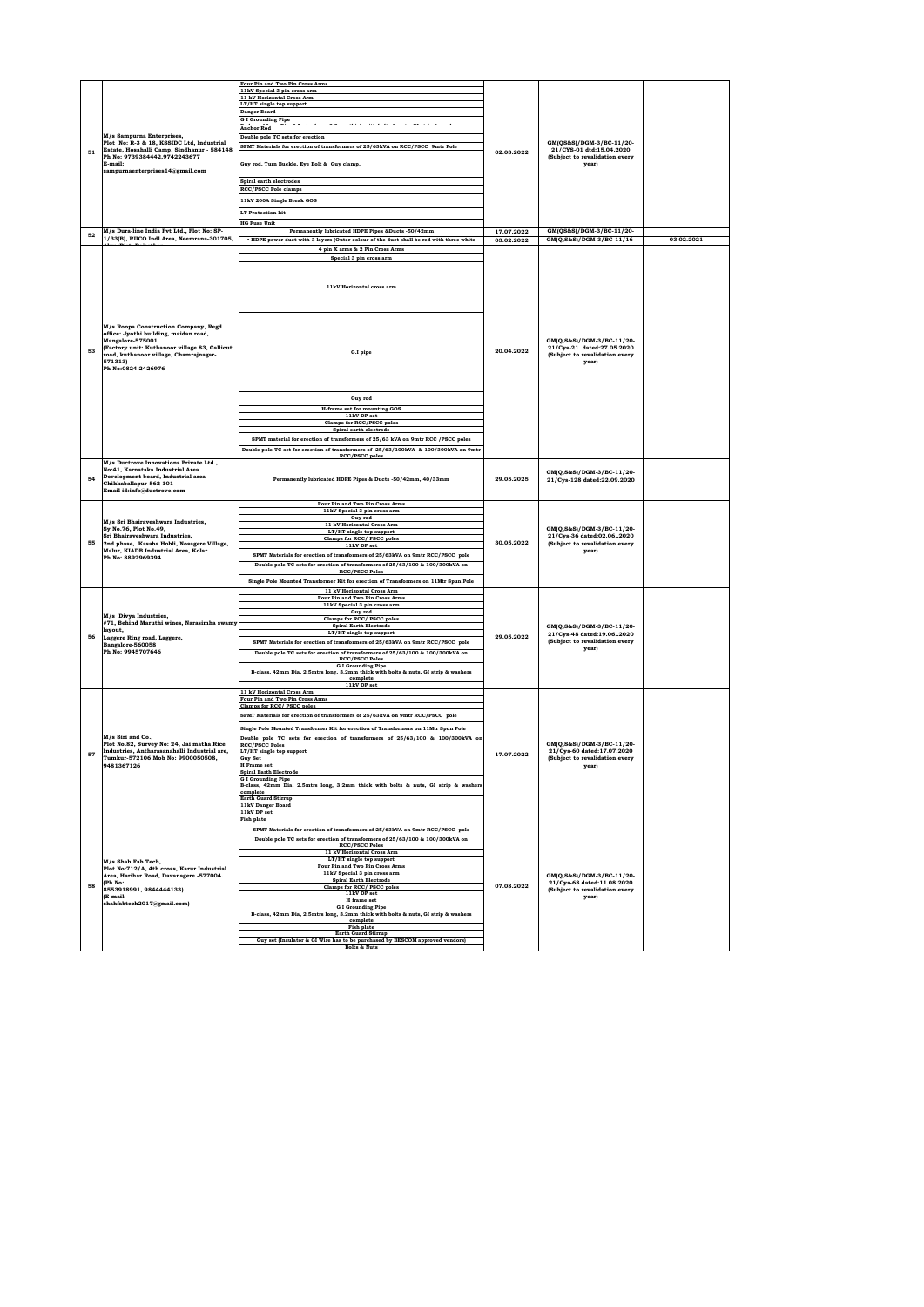| | | | | | |
|---|---|---|---|---|---|
| 51 | M/s Sampurna Enterprises, Plot No: R-3 & 18, KSSIDC Ltd, Industrial Estate, Hosahalli Camp, Sindhanur - 584148 Ph No: 9739384442,9742243677 E-mail: sampurnaenterprises14@gmail.com | Four Pin and Two Pin Cross Arms<br>11kV Special 3 pin cross arm<br>11 kV Horizontal Cross Arm<br>LT/HT single top support<br>Danger Board<br>G I Grounding Pipe<br>Anchor Rod<br>Double pole TC sets for erection<br>SPMT Materials for erection of transformers of 25/63kVA on RCC/PSCC 9mtr Pole<br>Guy rod, Turn Buckle, Eye Bolt & Guy clamp,<br>Spiral earth electrodes<br>RCC/PSCC Pole clamps<br>11kV 200A Single Break GOS<br>LT Protection kit<br>HG Fuse Unit | 02.03.2022 | GM(QS&S)/DGM-3/BC-11/20-21/CYS-01 dtd:15.04.2020 (Subject to revalidation every year) | |
| 52 | M/s Dura-line India Pvt Ltd., Plot No: SP-1/33(B), RIICO Indl.Area, Neemrana-301705, | Permanently lubricated HDPE Pipes &Ducts -50/42mm | 17.07.2022 | GM(QS&S)/DGM-3/BC-11/20- | |
| | | • HDPE power duct with 3 layers (Outer colour of the duct shall be red with three white | 03.02.2022 | GM(Q,S&S)/DGM-3/BC-11/16- | 03.02.2021 |
| 53 | M/s Roopa Construction Company, Regd office: Jyothi building, maidan road, Mangalore-575001 (Factory unit: Kuthanoor village 83, Callicut road, kuthanoor village, Chamrajnagar-571313) Ph No:0824-2426976 | 4 pin X arms & 2 Pin Cross Arms<br>Special 3 pin cross arm<br>11kV Horizontal cross arm<br>G.I pipe<br>Guy rod<br>H-frame set for mounting GOS<br>11kV DP set<br>Clamps for RCC/PSCC poles<br>Spiral earth electrode<br>SPMT material for erection of transformers of 25/63 kVA on 9mtr RCC /PSCC poles<br>Double pole TC set for erection of transformers of 25/63/100kVA & 100/300kVA on 9mtr RCC/PSCC poles | 20.04.2022 | GM(Q,S&S)/DGM-3/BC-11/20-21/Cys-21 dated:27.05.2020 (Subject to revalidation every year) | |
| 54 | M/s Ductrove Innovations Private Ltd., No:41, Karnataka Industrial Area Development board, Industrial area Chikkaballapur-562 101 Email id:info@ductrove.com | Permanently lubricated HDPE Pipes & Ducts -50/42mm, 40/33mm | 29.05.2025 | GM(Q,S&S)/DGM-3/BC-11/20-21/Cys-128 dated:22.09.2020 | |
| 55 | M/s Sri Bhairaveshwara Industries, Sy No.76, Plot No.49, Sri Bhairaveshwara Industries, 2nd phase, Kasaba Hobli, Nosagere Village, Malur, KIADB Industrial Area, Kolar Ph No: 8892969394 | Four Pin and Two Pin Cross Arms<br>11kV Special 3 pin cross arm<br>Guy rod<br>11 kV Horizontal Cross Arm<br>LT/HT single top support<br>Clamps for RCC/ PSCC poles<br>11kV DP set<br>SPMT Materials for erection of transformers of 25/63kVA on 9mtr RCC/PSCC pole<br>Double pole TC sets for erection of transformers of 25/63/100 & 100/300kVA on RCC/PSCC Poles<br>Single Pole Mounted Transformer Kit for erection of Transformers on 11Mtr Spun Pole | 30.05.2022 | GM(Q,S&S)/DGM-3/BC-11/20-21/Cys-36 dated:02.06..2020 (Subject to revalidation every year) | |
| 56 | M/s Divya Industries, #71, Behind Maruthi wines, Narasimha swamy layout, Laggere Ring road, Laggere, Bangalore-560058 Ph No: 9945707646 | 11 kV Horizontal Cross Arm<br>Four Pin and Two Pin Cross Arms<br>11kV Special 3 pin cross arm<br>Guy rod<br>Clamps for RCC/ PSCC poles<br>Spiral Earth Electrode<br>LT/HT single top support<br>SPMT Materials for erection of transformers of 25/63kVA on 9mtr RCC/PSCC pole<br>Double pole TC sets for erection of transformers of 25/63/100 & 100/300kVA on RCC/PSCC Poles<br>G I Grounding Pipe<br>B-class, 42mm Dia, 2.5mtrs long, 3.2mm thick with bolts & nuts, GI strip & washers complete<br>11kV DP set | 29.05.2022 | GM(Q,S&S)/DGM-3/BC-11/20-21/Cys-48 dated:19.06..2020 (Subject to revalidation every year) | |
| 57 | M/s Siri and Co., Plot No.82, Survey No: 24, Jai matha Rice Industries, Antharasanahalli Industrial are, Tumkur-572106 Mob No: 9900050508, 9481367126 | 11 kV Horizontal Cross Arm<br>Four Pin and Two Pin Cross Arms<br>Clamps for RCC/ PSCC poles<br>SPMT Materials for erection of transformers of 25/63kVA on 9mtr RCC/PSCC pole<br>Single Pole Mounted Transformer Kit for erection of Transformers on 11Mtr Spun Pole<br>Double pole TC sets for erection of transformers of 25/63/100 & 100/300kVA on RCC/PSCC Poles<br>LT/HT single top support<br>Guy Set<br>H Frame set<br>Spiral Earth Electrode<br>G I Grounding Pipe<br>B-class, 42mm Dia, 2.5mtrs long, 3.2mm thick with bolts & nuts, GI strip & washers complete<br>Earth Guard Stirrup<br>11kV Danger Board<br>11kV DP set<br>Fish plate | 17.07.2022 | GM(Q,S&S)/DGM-3/BC-11/20-21/Cys-60 dated:17.07.2020 (Subject to revalidation every year) | |
| 58 | M/s Shah Fab Tech, Plot No:712/A, 4th cross, Karur Industrial Area, Harihar Road, Davanagere -577004. (Ph No: 8553918991, 9844444133) (E-mail: shahfabtech2017@gmail.com) | SPMT Materials for erection of transformers of 25/63kVA on 9mtr RCC/PSCC pole<br>Double pole TC sets for erection of transformers of 25/63/100 & 100/300kVA on RCC/PSCC Poles<br>11 kV Horizontal Cross Arm<br>LT/HT single top support<br>Four Pin and Two Pin Cross Arms<br>11kV Special 3 pin cross arm<br>Spiral Earth Electrode<br>Clamps for RCC/ PSCC poles<br>11kV DP set<br>H frame set<br>G I Grounding Pipe<br>B-class, 42mm Dia, 2.5mtrs long, 3.2mm thick with bolts & nuts, GI strip & washers complete<br>Fish plate<br>Earth Guard Stirrup<br>Guy set (Insulator & GI Wire has to be purchased by BESCOM approved vendors)<br>Bolts & Nuts | 07.08.2022 | GM(Q,S&S)/DGM-3/BC-11/20-21/Cys-68 dated:11.08.2020 (Subject to revalidation every year) | |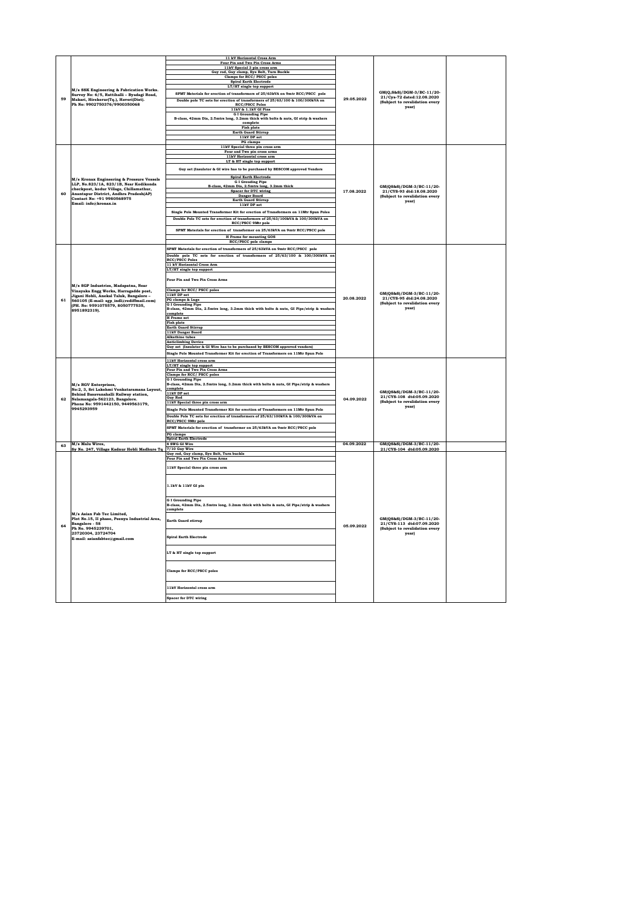| 59 | M/s SSK Engineering & Fabrication Works. Survey No: 6/5, Rattihalli – Byadagi Road, Makari, Hirekerur(Tq.), Haveri(Dist). Ph No: 9902750376/9900350068 | 11 kV Horizontal Cross Arm<br>Four Pin and Two Pin Cross Arms<br>11kV Special 3 pin cross arm<br>Guy rod, Guy clamp, Eye Bolt, Turn Buckle<br>Clamps for RCC/ PSCC poles<br>Spiral Earth Electrode<br>LT/HT single top support<br>SPMT Materials for erection of transformers of 25/63kVA on 9mtr RCC/PSCC pole<br>Double pole TC sets for erection of transformers of 25/63/100 & 100/300kVA on RCC/PSCC Poles<br>11kV & 1.1kV GI Pins<br>G I Grounding Pipe<br>B-class, 42mm Dia, 2.5mtrs long, 3.2mm thick with bolts & nuts, GI strip & washers complete<br>Fish plate<br>Earth Guard Stirrup<br>11kV DP set<br>PG clamps | 29.05.2022 | GM(Q,S&S)/DGM-3/BC-11/20-21/Cys-72 dated:12.08.2020 (Subject to revalidation every year) | |
|---|---|---|---|---|---|
| 60 | M/s Kronax Engineering & Pressure Vessels LLP, No.823/1A, 823/1B, Near Kodikonda checkpost, kodur Village, Chillamathur, Anantapur District, Andhra Pradesh(AP) Contact No: +91 9980568975 Email: info@kronax.in | 11kV Special three pin cross arm<br>Four and Two pin cross arms<br>11kV Horizontal cross arm<br>LT & HT single top support<br>Guy set (Insulator & GI wire has to be purchased by BESCOM approved Vendors<br>Spiral Earth Electrode<br>G I Grouding Pipe<br>B-class, 42mm Dia, 2.5mtrs long, 3.2mm thick<br>Spacer for DTC wiring<br>Danger Board<br>Earth Guard Stirrup<br>11kV DP set<br>Single Pole Mounted Transformer Kit for erection of Transformers on 11Mtr Spun Poles<br>Double Pole TC sets for erection of transformers of 25/63/100kVA & 100/300kVA on RCC/PSCC 9Mtr pole<br>SPMT Materials for erection of transformer on 25/63kVA on 9mtr RCC/PSCC pole<br>H Frame for mounting GOS<br>RCC/PSCC pole clamps | 17.08.2022 | GM(QS&S)/DGM-3/BC-11/20-21/CYS-93 dtd:18.08.2020 (Subject to revalidation every year) | |
| 61 | M/s SGP Industries, Madapatna, Near Vinayaka Engg Works, Harragadde post, Jigani Hobli, Anekal Taluk, Bangalore – 560105 (E-mail: sgp_indl@rediffmail.com) (PH. No: 9591075579, 8050777535, 8951892319). | SPMT Materials for erection of transformers of 25/63kVA on 9mtr RCC/PSCC pole<br>Double pole TC sets for erection of transformers of 25/63/100 & 100/300kVA on RCC/PSCC Poles<br>11 kV Horizontal Cross Arm<br>LT/HT single top support<br>Four Pin and Two Pin Cross Arms<br>Clamps for RCC/ PSCC poles<br>11kV DP set<br>PG clamps & Lugs<br>G I Grounding Pipe<br>B-class, 42mm Dia, 2.5mtrs long, 3.2mm thick with bolts & nuts, GI Pipe/strip & washers complete<br>H Frame set<br>Fish plate<br>Earth Guard Stirrup<br>11kV Danger Board<br>Alkathine tubes<br>Anticlimbing Device<br>Guy set (Insulator & GI Wire has to be purchased by BESCOM approved vendors)<br>Single Pole Mounted Transformer Kit for erection of Transformers on 11Mtr Spun Pole | 20.08.2022 | GM(QS&S)/DGM-3/BC-11/20-21/CYS-95 dtd:24.08.2020 (Subject to revalidation every year) | |
| 62 | M/s RGV Enterprises, No:2, 3, Sri Lakshmi Venkataramana Layout, Behind Basavanahalli Railway station, Nelamangala-562123, Bangalore. Phone No: 9591442150, 9449563179, 9945293959 | 11kV Horizontal cross arm<br>LT/HT single top support<br>Four Pin and Two Pin Cross Arms<br>Clamps for RCC/ PSCC poles<br>G I Grounding Pipe<br>B-class, 42mm Dia, 2.5mtrs long, 3.2mm thick with bolts & nuts, GI Pipe/strip & washers complete<br>11kV DP set<br>Guy Rod<br>11kV Special three pin cross arm<br>Single Pole Mounted Transformer Kit for erection of Transformers on 11Mtr Spun Pole<br>Double Pole TC sets for erection of transformers of 25/63/100kVA & 100/300kVA on RCC/PSCC 9Mtr pole<br>SPMT Materials for erection of transformer on 25/63kVA on 9mtr RCC/PSCC pole<br>PG clamps<br>Spiral Earth Electrode | 04.09.2022 | GM(QS&S)/DGM-3/BC-11/20-21/CYS-108 dtd:05.09.2020 (Subject to revalidation every year) | |
| 63 | M/s Malu Wires, Sy No. 247, Village Kadnur Hobli Madhure Tq | 8 SWG GI Wire<br>7/10 Guy Wire | 04.09.2022 | GM(QS&S)/DGM-3/BC-11/20-21/CYS-104 dtd:05.09.2020 | |
| 64 | M/s Asian Fab Tec Limited, Plot No.15, II phase, Peenya Industrial Area, Bangalore - 58 Ph No. 9945239701, 23720304, 23724704 E-mail: asianfabtec@gmail.com | Guy rod, Guy clamp, Eye Bolt, Turn buckle<br>Four Pin and Two Pin Cross Arms<br>11kV Special three pin cross arm<br>1.1kV & 11kV GI pin<br>G I Grounding Pipe<br>B-class, 42mm Dia, 2.5mtrs long, 3.2mm thick with bolts & nuts, GI Pipe/strip & washers complete<br>Earth Guard stirrup<br>Spiral Earth Electrode<br>LT & HT single top support<br>Clamps for RCC/PSCC poles<br>11kV Horizontal cross arm<br>Spacer for DTC wiring | 05.09.2022 | GM(QS&S)/DGM-3/BC-11/20-21/CYS-113 dtd:07.09.2020 (Subject to revalidation every year) | |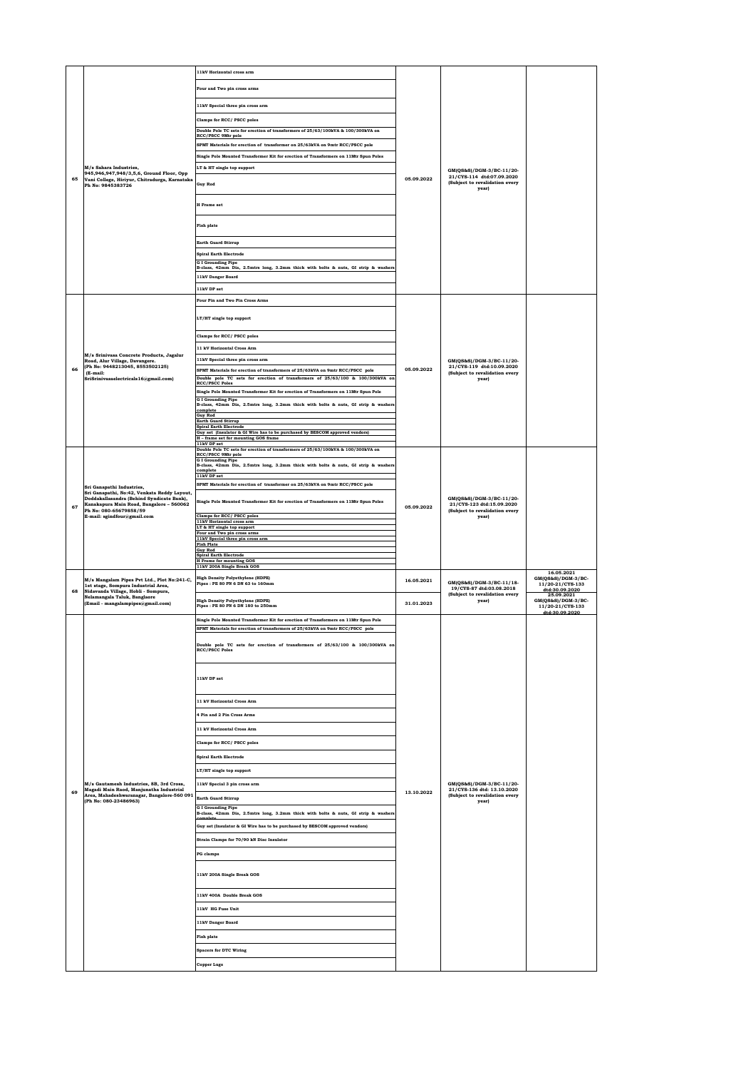| | | | | | |
|---|---|---|---|---|---|
| 65 | M/s Sahara Industries, 945,946,947,948/3,5,6, Ground Floor, Opp Vani College, Hiriyur, Chitradurga, Karnataka Ph No: 9845383726 | 11kV Horizontal cross arm | 05.09.2022 | GM(QS&S)/DGM-3/BC-11/20-21/CYS-114 dtd:07.09.2020 (Subject to revalidation every year) | |
| | | Four and Two pin cross arms | | | |
| | | 11kV Special three pin cross arm | | | |
| | | Clamps for RCC/ PSCC poles | | | |
| | | Double Pole TC sets for erection of transformers of 25/63/100kVA & 100/300kVA on RCC/PSCC 9Mtr pole | | | |
| | | SPMT Materials for erection of transformer on 25/63kVA on 9mtr RCC/PSCC pole | | | |
| | | Single Pole Mounted Transformer Kit for erection of Transformers on 11Mtr Spun Poles | | | |
| | | LT & HT single top support | | | |
| | | Guy Rod | | | |
| | | H Frame set | | | |
| | | Fish plate | | | |
| | | Earth Guard Stirrup | | | |
| | | Spiral Earth Electrode | | | |
| | | G I Grounding Pipe B-class, 42mm Dia, 2.5mtrs long, 3.2mm thick with bolts & nuts, GI strip & washers | | | |
| | | 11kV Danger Board | | | |
| | | 11kV DP set | | | |
| 66 | M/s Srinivasa Concrete Products, Jagalur Road, Alur Village, Davangere. (Ph No: 9448213045, 8553502125) (E-mail: SriSrinivasaelectricals16@gmail.com) | Four Pin and Two Pin Cross Arms | 05.09.2022 | GM(QS&S)/DGM-3/BC-11/20-21/CYS-119 dtd:10.09.2020 (Subject to revalidation every year) | |
| | | LT/HT single top support | | | |
| | | Clamps for RCC/ PSCC poles | | | |
| | | 11 kV Horizontal Cross Arm | | | |
| | | 11kV Special three pin cross arm | | | |
| | | SPMT Materials for erection of transformers of 25/63kVA on 9mtr RCC/PSCC pole | | | |
| | | Double pole TC sets for erection of transformers of 25/63/100 & 100/300kVA on RCC/PSCC Poles | | | |
| | | Single Pole Mounted Transformer Kit for erection of Transformers on 11Mtr Spun Pole | | | |
| | | G I Grounding Pipe B-class, 42mm Dia, 2.5mtrs long, 3.2mm thick with bolts & nuts, GI strip & washers complete | | | |
| | | Guy Rod | | | |
| | | Earth Guard Stirrup | | | |
| | | Spiral Earth Electrode | | | |
| | | Guy set (Insulator & GI Wire has to be purchased by BESCOM approved vendors) | | | |
| | | H - frame set for mounting GOS frame | | | |
| | | 11kV DP set | | | |
| 67 | Sri Ganapathi Industries, Sri Ganapathi, No:42, Venkata Reddy Layout, Doddakallasandra (Behind Syndicate Bank), Kanakapura Main Road, Bangalore – 560062 Ph No: 080-65679858/59 E-mail: sgindfour@gmail.com | Double Pole TC sets for erection of transformers of 25/63/100kVA & 100/300kVA on RCC/PSCC 9Mtr pole | 05.09.2022 | GM(QS&S)/DGM-3/BC-11/20-21/CYS-123 dtd:15.09.2020 (Subject to revalidation every year) | |
| | | G I Grounding Pipe B-class, 42mm Dia, 2.5mtrs long, 3.2mm thick with bolts & nuts, GI strip & washers complete | | | |
| | | 11kV DP set | | | |
| | | SPMT Materials for erection of transformer on 25/63kVA on 9mtr RCC/PSCC pole | | | |
| | | Single Pole Mounted Transformer Kit for erection of Transformers on 11Mtr Spun Poles | | | |
| | | Clamps for RCC/ PSCC poles | | | |
| | | 11kV Horizontal cross arm | | | |
| | | LT & HT single top support | | | |
| | | Four and Two pin cross arms | | | |
| | | 11kV Special three pin cross arm | | | |
| | | Fish Plate | | | |
| | | Guy Rod | | | |
| | | Spiral Earth Electrode | | | |
| | | H Frame for mounting GOS | | | |
| | | 11kV 200A Single Break GOS | | | |
| 68 | M/s Mangalam Pipes Pvt Ltd., Plot No:241-C, 1st stage, Sompura Industrial Area, Nidavanda Village, Hobli - Sompura, Nelamangala Taluk, Banglaore (Email - mangalampipes@gmail.com) | High Density Polyethylene (HDPE) Pipes : PE 80 PN 6 DN 63 to 160mm | 16.05.2021 | GM(QS&S)/DGM-3/BC-11/18-19/CYS-87 dtd:03.08.2018 (Subject to revalidation every year) | 16.05.2021 GM(QS&S)/DGM-3/BC-11/20-21/CYS-133 dtd:30.09.2020 |
| | | High Density Polyethylene (HDPE) Pipes : PE 80 PN 6 DR 160 to 250mm | 31.01.2023 | | 25.09.2021 GM(QS&S)/DGM-3/BC-11/20-21/CYS-133 dtd:30.09.2020 |
| 69 | M/s Gautamesh Industries, 8B, 3rd Cross, Magadi Main Raod, Manjunatha Industrial Area, Mahadeshwaranagar, Bangalore-560 091 (Ph No: 080-23486963) | Single Pole Mounted Transformer Kit for erection of Transformers on 11Mtr Spun Pole | 13.10.2022 | GM(QS&S)/DGM-3/BC-11/20-21/CYS-136 dtd: 13.10.2020 (Subject to revalidation every year) | |
| | | SPMT Materials for erection of transformers of 25/63kVA on 9mtr RCC/PSCC pole | | | |
| | | Double pole TC sets for erection of transformers of 25/63/100 & 100/300kVA on RCC/PSCC Poles | | | |
| | | 11kV DP set | | | |
| | | 11 kV Horizontal Cross Arm | | | |
| | | 4 Pin and 2 Pin Cross Arms | | | |
| | | 11 kV Horizontal Cross Arm | | | |
| | | Clamps for RCC/ PSCC poles | | | |
| | | Spiral Earth Electrode | | | |
| | | LT/HT single top support | | | |
| | | 11kV Special 3 pin cross arm | | | |
| | | Earth Guard Stirrup | | | |
| | | G I Grounding Pipe B-class, 42mm Dia, 2.5mtrs long, 3.2mm thick with bolts & nuts, GI strip & washers complete | | | |
| | | Guy set (Insulator & GI Wire has to be purchased by BESCOM approved vendors) | | | |
| | | Strain Clamps for 70/90 kN Disc Insulator | | | |
| | | PG clamps | | | |
| | | 11kV 200A Single Break GOS | | | |
| | | 11kV 400A Double Break GOS | | | |
| | | 11kV HG Fuse Unit | | | |
| | | 11kV Danger Board | | | |
| | | Fish plate | | | |
| | | Spacers for DTC Wiring | | | |
| | | Copper Lugs | | | |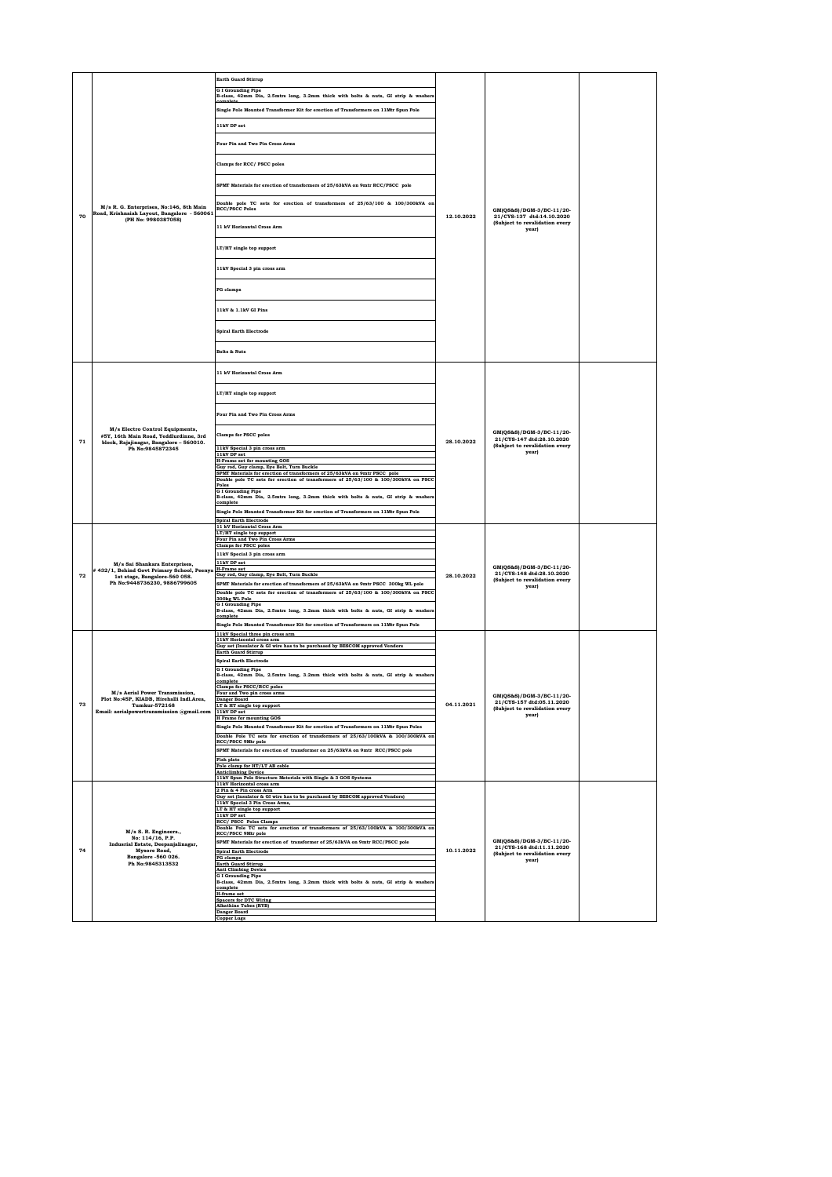| | | | | | |
|---|---|---|---|---|---|
| 70 | M/s R. G. Enterprises, No:146, 8th Main Road, Krishnaiah Layout, Bangalore - 560061 (PH No: 9980387058) | Earth Guard Stirrup<br>G I Grounding Pipe<br>B-class, 42mm Dia, 2.5mtrs long, 3.2mm thick with bolts & nuts, GI strip & washers complete<br>Single Pole Mounted Transformer Kit for erection of Transformers on 11Mtr Spun Pole<br>11kV DP set<br>Four Pin and Two Pin Cross Arms<br>Clamps for RCC/ PSCC poles<br>SPMT Materials for erection of transformers of 25/63kVA on 9mtr RCC/PSCC pole<br>Double pole TC sets for erection of transformers of 25/63/100 & 100/300kVA on RCC/PSCC Poles<br>11 kV Horizontal Cross Arm<br>LT/HT single top support<br>11kV Special 3 pin cross arm<br>PG clamps<br>11kV & 1.1kV GI Pins<br>Spiral Earth Electrode<br>Bolts & Nuts | 12.10.2022 | GM(QS&S)/DGM-3/BC-11/20-21/CYS-137 dtd:14.10.2020 (Subject to revalidation every year) | |
| 71 | M/s Electro Control Equipments, #5Y, 16th Main Road, Yeddiurdinne, 3rd block, Rajajinagar, Bangalore – 560010. Ph No:9845872345 | 11 kV Horizontal Cross Arm<br>LT/HT single top support<br>Four Pin and Two Pin Cross Arms<br>Clamps for PSCC poles<br>11kV Special 3 pin cross arm<br>11kV DP set<br>H-Frame set for mounting GOS<br>Guy rod, Guy clamp, Eye Bolt, Turn Buckle<br>SPMT Materials for erection of transformers of 25/63kVA on 9mtr PSCC pole<br>Double pole TC sets for erection of transformers of 25/63/100 & 100/300kVA on PSCC Poles<br>G I Grounding Pipe<br>B-class, 42mm Dia, 2.5mtrs long, 3.2mm thick with bolts & nuts, GI strip & washers complete<br>Single Pole Mounted Transformer Kit for erection of Transformers on 11Mtr Spun Pole<br>Spiral Earth Electrode | 28.10.2022 | GM(QS&S)/DGM-3/BC-11/20-21/CYS-147 dtd:28.10.2020 (Subject to revalidation every year) | |
| 72 | M/s Sai Shankara Enterprises, # 432/1, Behind Govt Primary School, Peenya 1st stage, Bangalore-560 058. Ph No:9448736230, 9886799605 | 11 kV Horizontal Cross Arm<br>LT/HT single top support<br>Four Pin and Two Pin Cross Arms<br>Clamps for PSCC poles<br>11kV Special 3 pin cross arm<br>11kV DP set<br>H-Frame set<br>Guy rod, Guy clamp, Eye Bolt, Turn Buckle<br>SPMT Materials for erection of transformers of 25/63kVA on 9mtr PSCC 300kg WL pole<br>Double pole TC sets for erection of transformers of 25/63/100 & 100/300kVA on PSCC 300kg WL Pole<br>G I Grounding Pipe<br>B-class, 42mm Dia, 2.5mtrs long, 3.2mm thick with bolts & nuts, GI strip & washers complete<br>Single Pole Mounted Transformer Kit for erection of Transformers on 11Mtr Spun Pole | 28.10.2022 | GM(QS&S)/DGM-3/BC-11/20-21/CYS-148 dtd:28.10.2020 (Subject to revalidation every year) | |
| 73 | M/s Aerial Power Transmission, Plot No:45P, KIADB, Hirehalli Indl.Area, Tumkur-572168 Email: aerialpowertransmission @gmail.com | 11kV Special three pin cross arm<br>11kV Horizontal cross arm<br>Guy set (Insulator & GI wire has to be purchased by BESCOM approved Vendors<br>Earth Guard Stirrup<br>Spiral Earth Electrode<br>G I Grounding Pipe<br>B-class, 42mm Dia, 2.5mtrs long, 3.2mm thick with bolts & nuts, GI strip & washers complete<br>Clamps for PSCC/RCC poles<br>Four and Two pin cross arms<br>Danger Board<br>LT & HT single top support<br>11kV DP set<br>H Frame for mounting GOS<br>Single Pole Mounted Transformer Kit for erection of Transformers on 11Mtr Spun Poles<br>Double Pole TC sets for erection of transformers of 25/63/100kVA & 100/300kVA on RCC/PSCC 9Mtr pole<br>SPMT Materials for erection of transformer on 25/63kVA on 9mtr RCC/PSCC pole<br>Fish plate<br>Pole clamp for HT/LT AB cable<br>Anticlimbing Device<br>11kV Spun Pole Structure Materials with Single & 3 GOS Systems | 04.11.2021 | GM(QS&S)/DGM-3/BC-11/20-21/CYS-157 dtd:05.11.2020 (Subject to revalidation every year) | |
| 74 | M/s S. R. Engineers., No: 114/16, P.P. Indusrial Estate, Deepanjalinagar, Mysore Road, Bangalore -560 026. Ph No:9845313532 | 11kV Horizontal cross arm<br>2 Pin & 4 Pin cross Arm<br>Guy set (Insulator & GI wire has to be purchased by BESCOM approved Vendors)<br>11kV Special 3 Pin Cross Arms,<br>LT & HT single top support<br>11kV DP set<br>RCC/ PSCC Poles Clamps<br>Double Pole TC sets for erection of transformers of 25/63/100kVA & 100/300kVA on RCC/PSCC 9Mtr pole<br>SPMT Materials for erection of transformer of 25/63kVA on 9mtr RCC/PSCC pole<br>Spiral Earth Electrode<br>PG clamps<br>Earth Guard Stirrup<br>Anti Climbing Device<br>G I Grounding Pipe<br>B-class, 42mm Dia, 2.5mtrs long, 3.2mm thick with bolts & nuts, GI strip & washers complete<br>H-frame set<br>Spacers for DTC Wiring<br>Alkathine Tubes (RYB)<br>Danger Board<br>Copper Lugs | 10.11.2022 | GM(QS&S)/DGM-3/BC-11/20-21/CYS-168 dtd:11.11.2020 (Subject to revalidation every year) | |